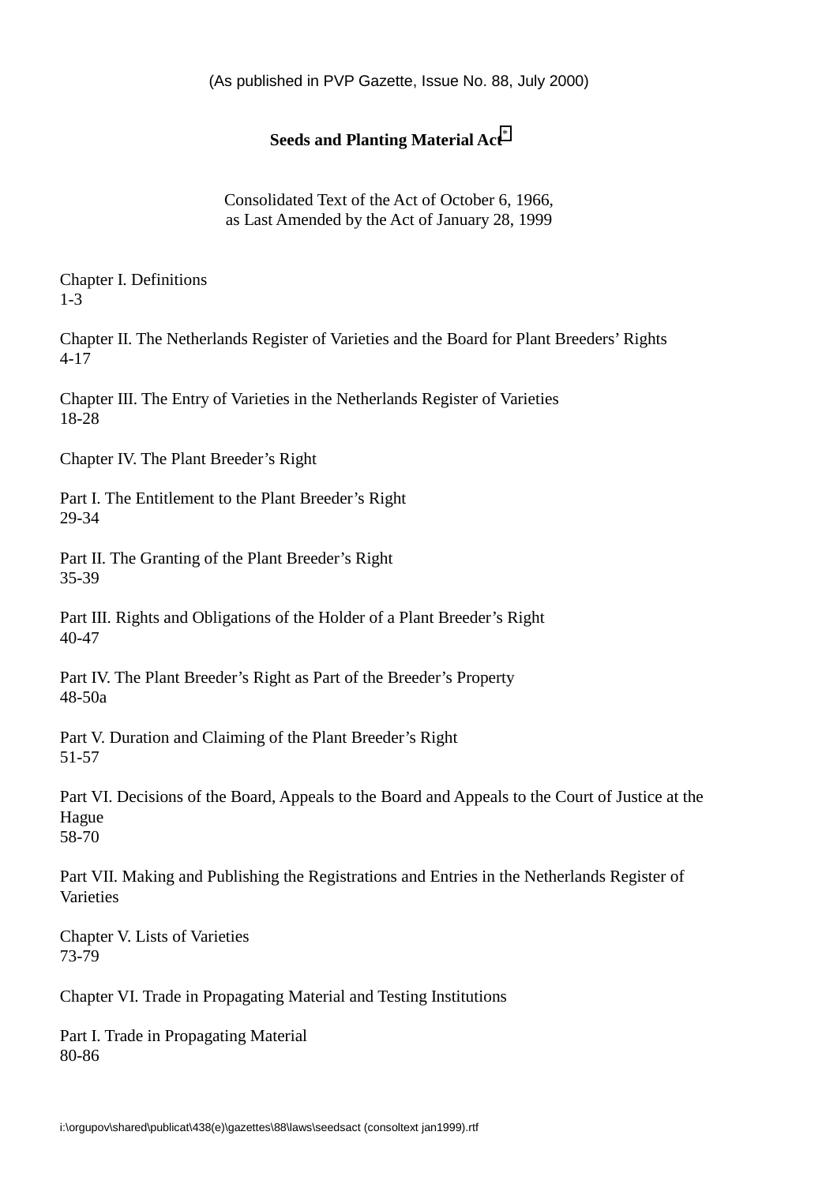(As published in PVP Gazette, Issue No. 88, July 2000)

# Seeds and Planting Material Act[*]

Consolidated Text of the Act of October 6, 1966,
as Last Amended by the Act of January 28, 1999

Chapter I. Definitions
1-3

Chapter II. The Netherlands Register of Varieties and the Board for Plant Breeders' Rights
4-17

Chapter III. The Entry of Varieties in the Netherlands Register of Varieties
18-28

Chapter IV. The Plant Breeder's Right

Part I. The Entitlement to the Plant Breeder's Right
29-34

Part II. The Granting of the Plant Breeder's Right
35-39

Part III. Rights and Obligations of the Holder of a Plant Breeder's Right
40-47

Part IV. The Plant Breeder's Right as Part of the Breeder's Property
48-50a

Part V. Duration and Claiming of the Plant Breeder's Right
51-57

Part VI. Decisions of the Board, Appeals to the Board and Appeals to the Court of Justice at the Hague
58-70

Part VII. Making and Publishing the Registrations and Entries in the Netherlands Register of Varieties

Chapter V. Lists of Varieties
73-79

Chapter VI. Trade in Propagating Material and Testing Institutions

Part I. Trade in Propagating Material
80-86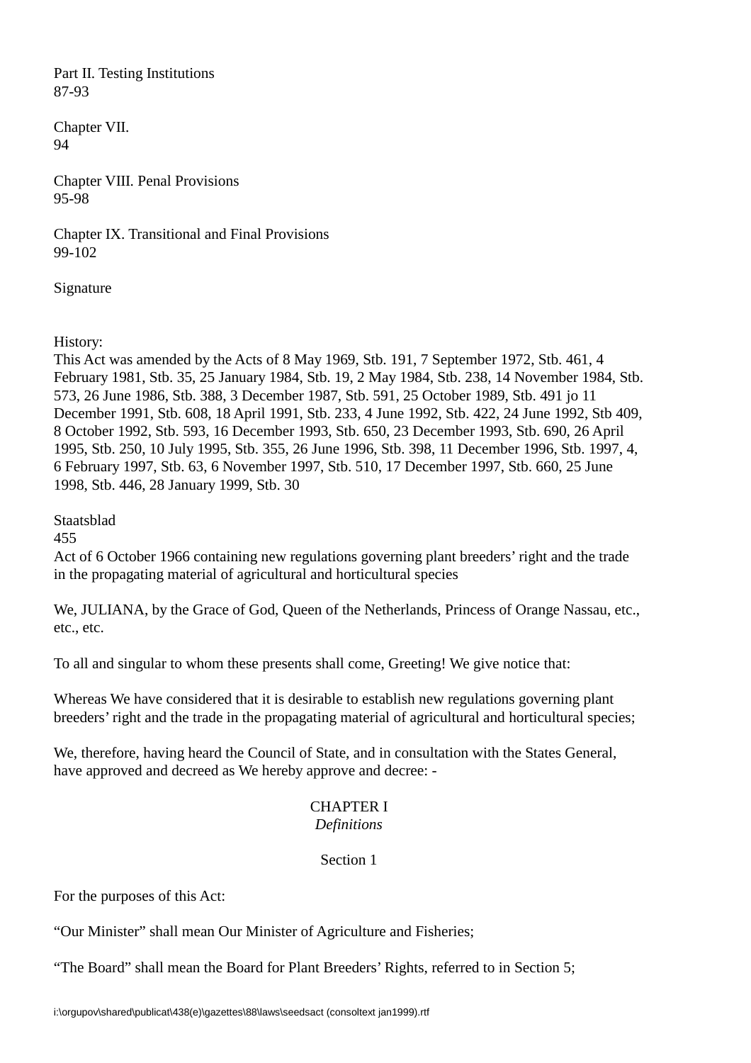Part II. Testing Institutions
87-93

Chapter VII.
94

Chapter VIII. Penal Provisions
95-98

Chapter IX. Transitional and Final Provisions
99-102

Signature

History:
This Act was amended by the Acts of 8 May 1969, Stb. 191, 7 September 1972, Stb. 461, 4 February 1981, Stb. 35, 25 January 1984, Stb. 19, 2 May 1984, Stb. 238, 14 November 1984, Stb. 573, 26 June 1986, Stb. 388, 3 December 1987, Stb. 591, 25 October 1989, Stb. 491 jo 11 December 1991, Stb. 608, 18 April 1991, Stb. 233, 4 June 1992, Stb. 422, 24 June 1992, Stb 409, 8 October 1992, Stb. 593, 16 December 1993, Stb. 650, 23 December 1993, Stb. 690, 26 April 1995, Stb. 250, 10 July 1995, Stb. 355, 26 June 1996, Stb. 398, 11 December 1996, Stb. 1997, 4, 6 February 1997, Stb. 63, 6 November 1997, Stb. 510, 17 December 1997, Stb. 660, 25 June 1998, Stb. 446, 28 January 1999, Stb. 30

Staatsblad
455
Act of 6 October 1966 containing new regulations governing plant breeders' right and the trade in the propagating material of agricultural and horticultural species

We, JULIANA, by the Grace of God, Queen of the Netherlands, Princess of Orange Nassau, etc., etc., etc.

To all and singular to whom these presents shall come, Greeting! We give notice that:

Whereas We have considered that it is desirable to establish new regulations governing plant breeders' right and the trade in the propagating material of agricultural and horticultural species;

We, therefore, having heard the Council of State, and in consultation with the States General, have approved and decreed as We hereby approve and decree: -

## CHAPTER I
*Definitions*

### Section 1

For the purposes of this Act:

"Our Minister" shall mean Our Minister of Agriculture and Fisheries;

"The Board" shall mean the Board for Plant Breeders' Rights, referred to in Section 5;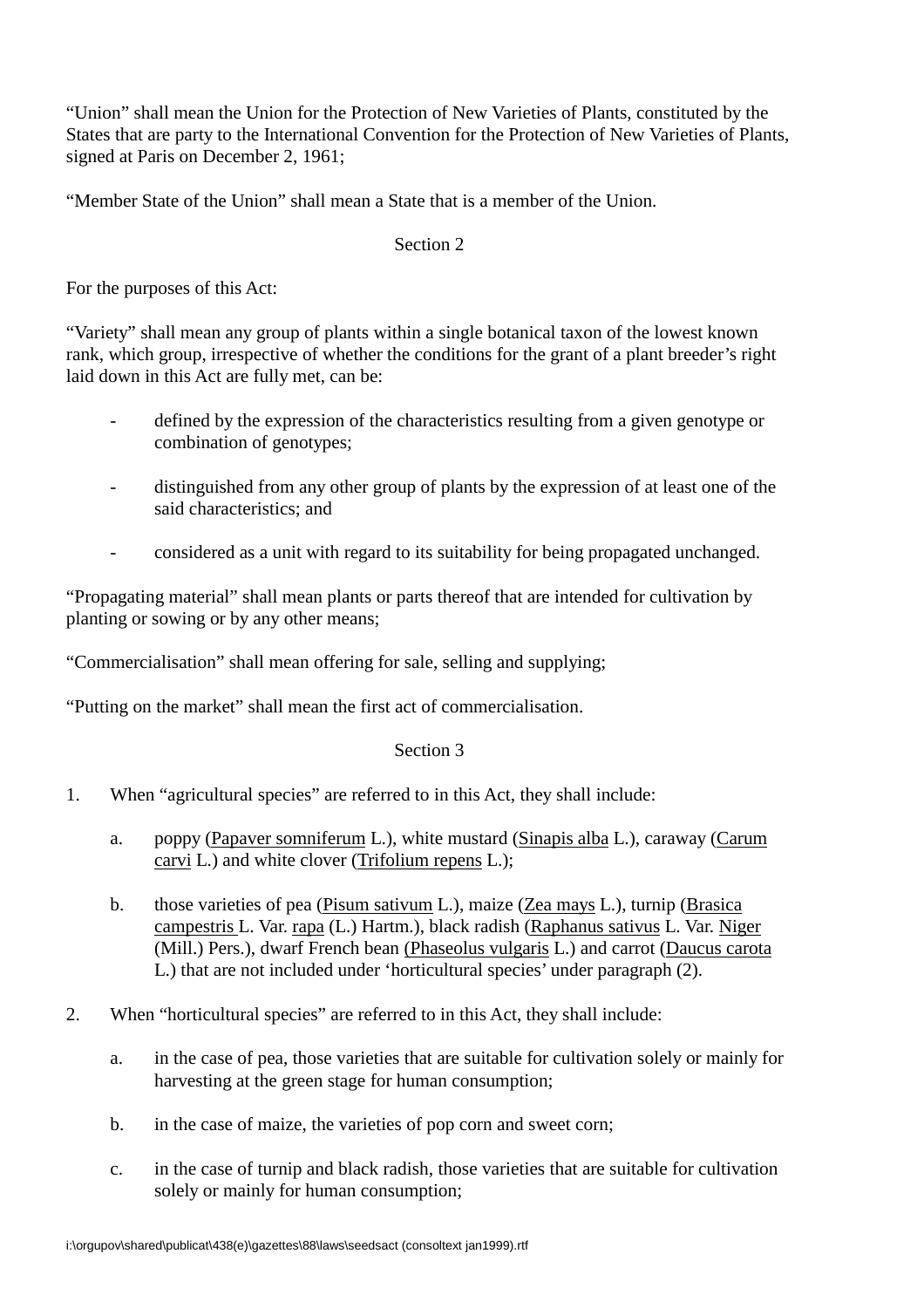"Union" shall mean the Union for the Protection of New Varieties of Plants, constituted by the States that are party to the International Convention for the Protection of New Varieties of Plants, signed at Paris on December 2, 1961;

"Member State of the Union" shall mean a State that is a member of the Union.

Section 2

For the purposes of this Act:

"Variety" shall mean any group of plants within a single botanical taxon of the lowest known rank, which group, irrespective of whether the conditions for the grant of a plant breeder's right laid down in this Act are fully met, can be:

- defined by the expression of the characteristics resulting from a given genotype or combination of genotypes;
- distinguished from any other group of plants by the expression of at least one of the said characteristics; and
- considered as a unit with regard to its suitability for being propagated unchanged.

"Propagating material" shall mean plants or parts thereof that are intended for cultivation by planting or sowing or by any other means;

"Commercialisation" shall mean offering for sale, selling and supplying;

"Putting on the market" shall mean the first act of commercialisation.

Section 3

1. When "agricultural species" are referred to in this Act, they shall include:

   a. poppy (Papaver somniferum L.), white mustard (Sinapis alba L.), caraway (Carum carvi L.) and white clover (Trifolium repens L.);

   b. those varieties of pea (Pisum sativum L.), maize (Zea mays L.), turnip (Brasica campestris L. Var. rapa (L.) Hartm.), black radish (Raphanus sativus L. Var. Niger (Mill.) Pers.), dwarf French bean (Phaseolus vulgaris L.) and carrot (Daucus carota L.) that are not included under 'horticultural species' under paragraph (2).

2. When "horticultural species" are referred to in this Act, they shall include:

   a. in the case of pea, those varieties that are suitable for cultivation solely or mainly for harvesting at the green stage for human consumption;

   b. in the case of maize, the varieties of pop corn and sweet corn;

   c. in the case of turnip and black radish, those varieties that are suitable for cultivation solely or mainly for human consumption;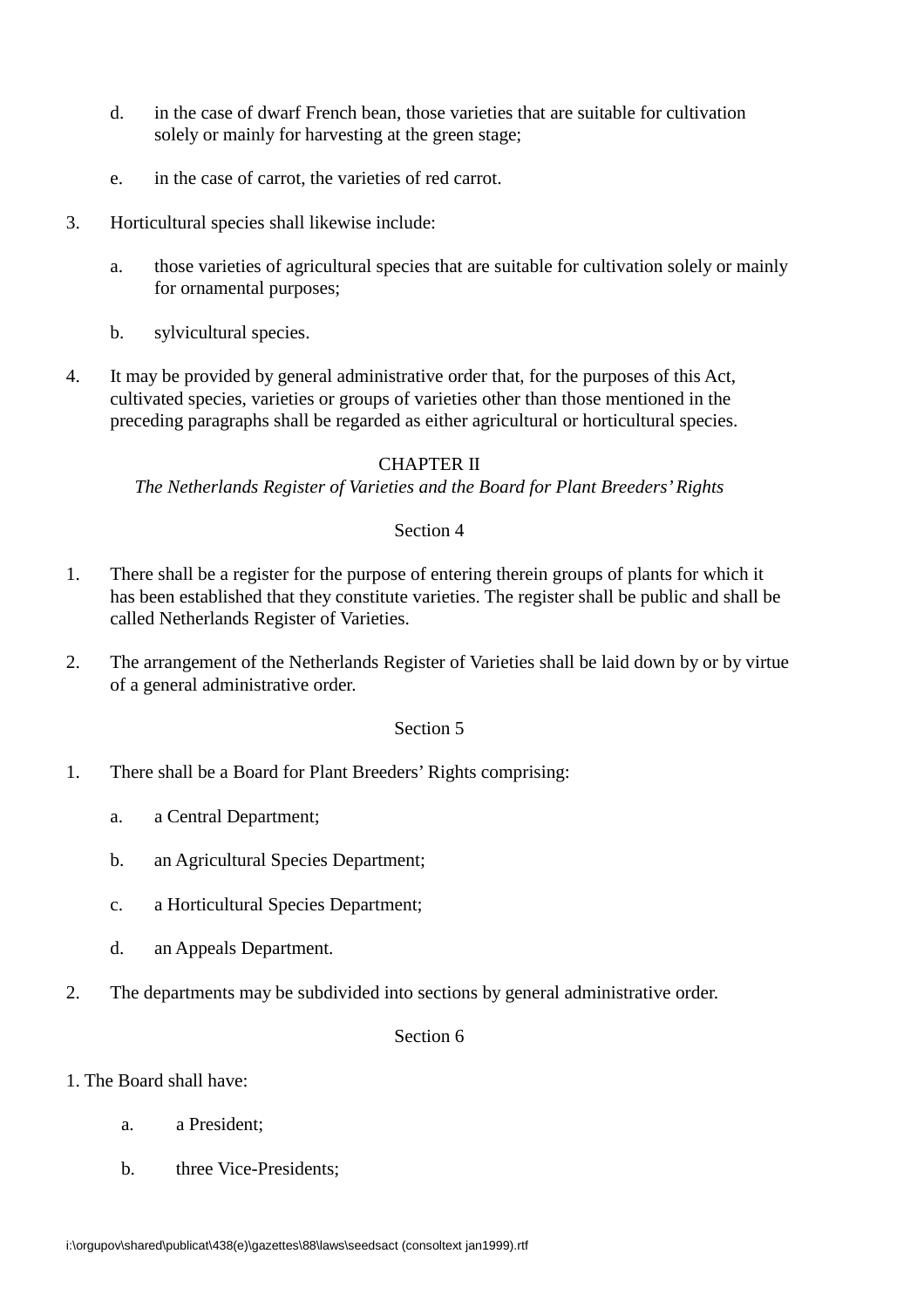d. in the case of dwarf French bean, those varieties that are suitable for cultivation solely or mainly for harvesting at the green stage;

e. in the case of carrot, the varieties of red carrot.

3. Horticultural species shall likewise include:

   a. those varieties of agricultural species that are suitable for cultivation solely or mainly for ornamental purposes;

   b. sylvicultural species.

4. It may be provided by general administrative order that, for the purposes of this Act, cultivated species, varieties or groups of varieties other than those mentioned in the preceding paragraphs shall be regarded as either agricultural or horticultural species.

## CHAPTER II
*The Netherlands Register of Varieties and the Board for Plant Breeders' Rights*

### Section 4

1. There shall be a register for the purpose of entering therein groups of plants for which it has been established that they constitute varieties. The register shall be public and shall be called Netherlands Register of Varieties.

2. The arrangement of the Netherlands Register of Varieties shall be laid down by or by virtue of a general administrative order.

### Section 5

1. There shall be a Board for Plant Breeders' Rights comprising:

   a. a Central Department;

   b. an Agricultural Species Department;

   c. a Horticultural Species Department;

   d. an Appeals Department.

2. The departments may be subdivided into sections by general administrative order.

### Section 6

1. The Board shall have:

   a. a President;

   b. three Vice-Presidents;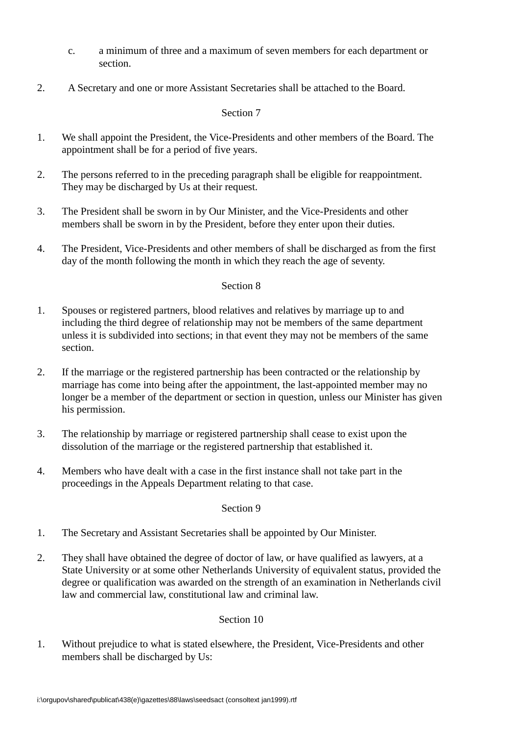c. a minimum of three and a maximum of seven members for each department or section.

2. A Secretary and one or more Assistant Secretaries shall be attached to the Board.

Section 7

1. We shall appoint the President, the Vice-Presidents and other members of the Board. The appointment shall be for a period of five years.

2. The persons referred to in the preceding paragraph shall be eligible for reappointment. They may be discharged by Us at their request.

3. The President shall be sworn in by Our Minister, and the Vice-Presidents and other members shall be sworn in by the President, before they enter upon their duties.

4. The President, Vice-Presidents and other members of shall be discharged as from the first day of the month following the month in which they reach the age of seventy.

Section 8

1. Spouses or registered partners, blood relatives and relatives by marriage up to and including the third degree of relationship may not be members of the same department unless it is subdivided into sections; in that event they may not be members of the same section.

2. If the marriage or the registered partnership has been contracted or the relationship by marriage has come into being after the appointment, the last-appointed member may no longer be a member of the department or section in question, unless our Minister has given his permission.

3. The relationship by marriage or registered partnership shall cease to exist upon the dissolution of the marriage or the registered partnership that established it.

4. Members who have dealt with a case in the first instance shall not take part in the proceedings in the Appeals Department relating to that case.

Section 9

1. The Secretary and Assistant Secretaries shall be appointed by Our Minister.

2. They shall have obtained the degree of doctor of law, or have qualified as lawyers, at a State University or at some other Netherlands University of equivalent status, provided the degree or qualification was awarded on the strength of an examination in Netherlands civil law and commercial law, constitutional law and criminal law.

Section 10

1. Without prejudice to what is stated elsewhere, the President, Vice-Presidents and other members shall be discharged by Us: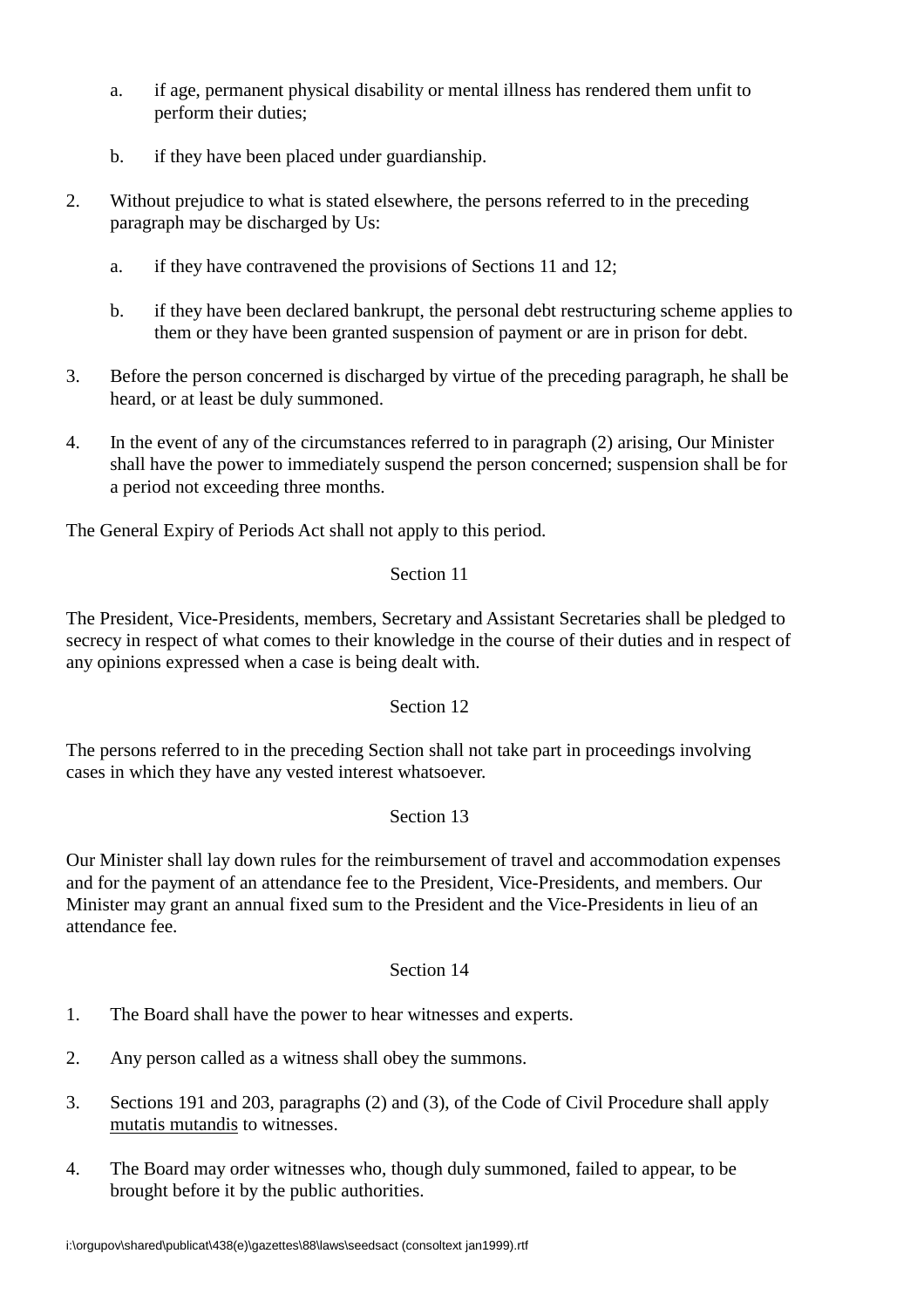a. if age, permanent physical disability or mental illness has rendered them unfit to perform their duties;

   b. if they have been placed under guardianship.

2. Without prejudice to what is stated elsewhere, the persons referred to in the preceding paragraph may be discharged by Us:

   a. if they have contravened the provisions of Sections 11 and 12;

   b. if they have been declared bankrupt, the personal debt restructuring scheme applies to them or they have been granted suspension of payment or are in prison for debt.

3. Before the person concerned is discharged by virtue of the preceding paragraph, he shall be heard, or at least be duly summoned.

4. In the event of any of the circumstances referred to in paragraph (2) arising, Our Minister shall have the power to immediately suspend the person concerned; suspension shall be for a period not exceeding three months.

The General Expiry of Periods Act shall not apply to this period.

Section 11

The President, Vice-Presidents, members, Secretary and Assistant Secretaries shall be pledged to secrecy in respect of what comes to their knowledge in the course of their duties and in respect of any opinions expressed when a case is being dealt with.

Section 12

The persons referred to in the preceding Section shall not take part in proceedings involving cases in which they have any vested interest whatsoever.

Section 13

Our Minister shall lay down rules for the reimbursement of travel and accommodation expenses and for the payment of an attendance fee to the President, Vice-Presidents, and members. Our Minister may grant an annual fixed sum to the President and the Vice-Presidents in lieu of an attendance fee.

Section 14

1. The Board shall have the power to hear witnesses and experts.

2. Any person called as a witness shall obey the summons.

3. Sections 191 and 203, paragraphs (2) and (3), of the Code of Civil Procedure shall apply mutatis mutandis to witnesses.

4. The Board may order witnesses who, though duly summoned, failed to appear, to be brought before it by the public authorities.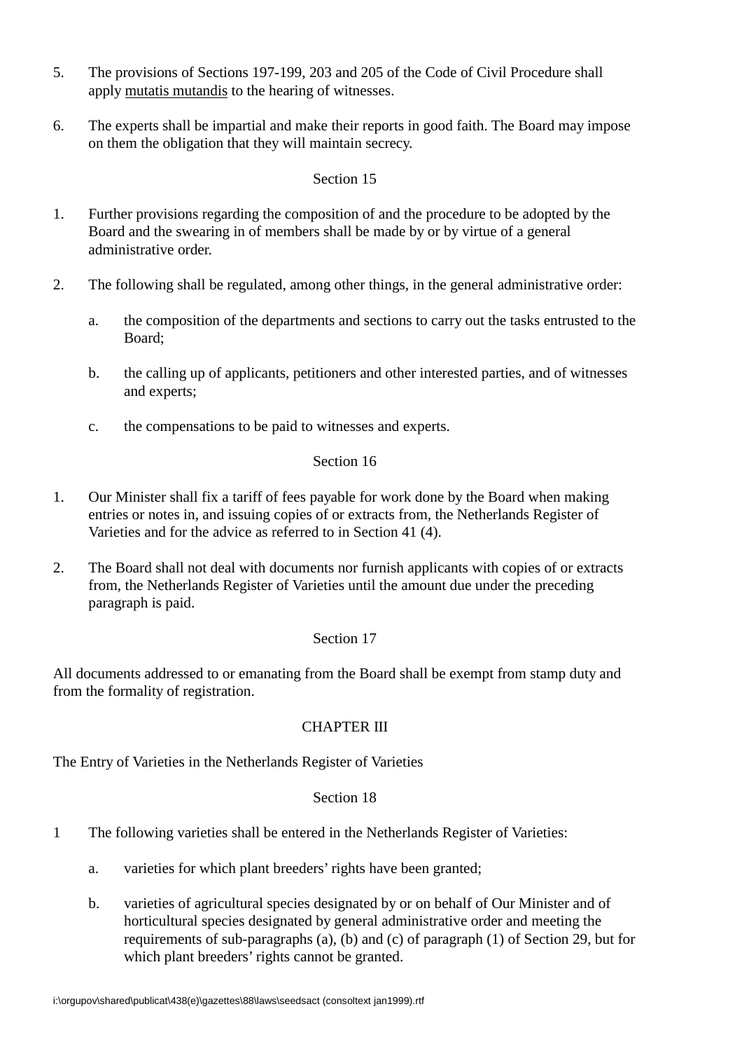5. The provisions of Sections 197-199, 203 and 205 of the Code of Civil Procedure shall apply mutatis mutandis to the hearing of witnesses.

6. The experts shall be impartial and make their reports in good faith. The Board may impose on them the obligation that they will maintain secrecy.

Section 15

1. Further provisions regarding the composition of and the procedure to be adopted by the Board and the swearing in of members shall be made by or by virtue of a general administrative order.

2. The following shall be regulated, among other things, in the general administrative order:

    a. the composition of the departments and sections to carry out the tasks entrusted to the Board;

    b. the calling up of applicants, petitioners and other interested parties, and of witnesses and experts;

    c. the compensations to be paid to witnesses and experts.

Section 16

1. Our Minister shall fix a tariff of fees payable for work done by the Board when making entries or notes in, and issuing copies of or extracts from, the Netherlands Register of Varieties and for the advice as referred to in Section 41 (4).

2. The Board shall not deal with documents nor furnish applicants with copies of or extracts from, the Netherlands Register of Varieties until the amount due under the preceding paragraph is paid.

Section 17

All documents addressed to or emanating from the Board shall be exempt from stamp duty and from the formality of registration.

CHAPTER III

The Entry of Varieties in the Netherlands Register of Varieties

Section 18

1 The following varieties shall be entered in the Netherlands Register of Varieties:

    a. varieties for which plant breeders' rights have been granted;

    b. varieties of agricultural species designated by or on behalf of Our Minister and of horticultural species designated by general administrative order and meeting the requirements of sub-paragraphs (a), (b) and (c) of paragraph (1) of Section 29, but for which plant breeders' rights cannot be granted.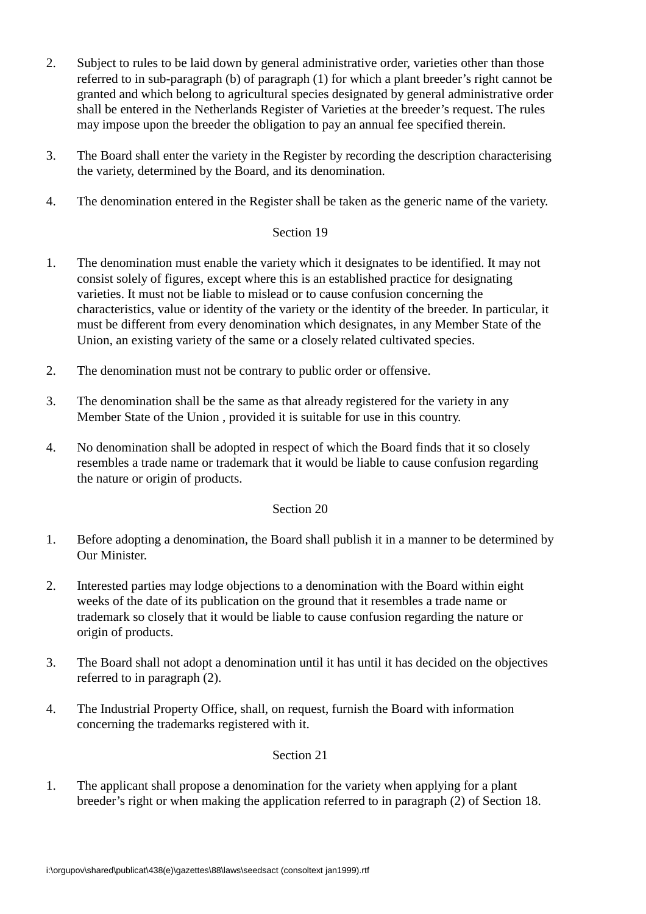2. Subject to rules to be laid down by general administrative order, varieties other than those referred to in sub-paragraph (b) of paragraph (1) for which a plant breeder's right cannot be granted and which belong to agricultural species designated by general administrative order shall be entered in the Netherlands Register of Varieties at the breeder's request. The rules may impose upon the breeder the obligation to pay an annual fee specified therein.

3. The Board shall enter the variety in the Register by recording the description characterising the variety, determined by the Board, and its denomination.

4. The denomination entered in the Register shall be taken as the generic name of the variety.

Section 19

1. The denomination must enable the variety which it designates to be identified. It may not consist solely of figures, except where this is an established practice for designating varieties. It must not be liable to mislead or to cause confusion concerning the characteristics, value or identity of the variety or the identity of the breeder. In particular, it must be different from every denomination which designates, in any Member State of the Union, an existing variety of the same or a closely related cultivated species.

2. The denomination must not be contrary to public order or offensive.

3. The denomination shall be the same as that already registered for the variety in any Member State of the Union , provided it is suitable for use in this country.

4. No denomination shall be adopted in respect of which the Board finds that it so closely resembles a trade name or trademark that it would be liable to cause confusion regarding the nature or origin of products.

Section 20

1. Before adopting a denomination, the Board shall publish it in a manner to be determined by Our Minister.

2. Interested parties may lodge objections to a denomination with the Board within eight weeks of the date of its publication on the ground that it resembles a trade name or trademark so closely that it would be liable to cause confusion regarding the nature or origin of products.

3. The Board shall not adopt a denomination until it has until it has decided on the objectives referred to in paragraph (2).

4. The Industrial Property Office, shall, on request, furnish the Board with information concerning the trademarks registered with it.

Section 21

1. The applicant shall propose a denomination for the variety when applying for a plant breeder's right or when making the application referred to in paragraph (2) of Section 18.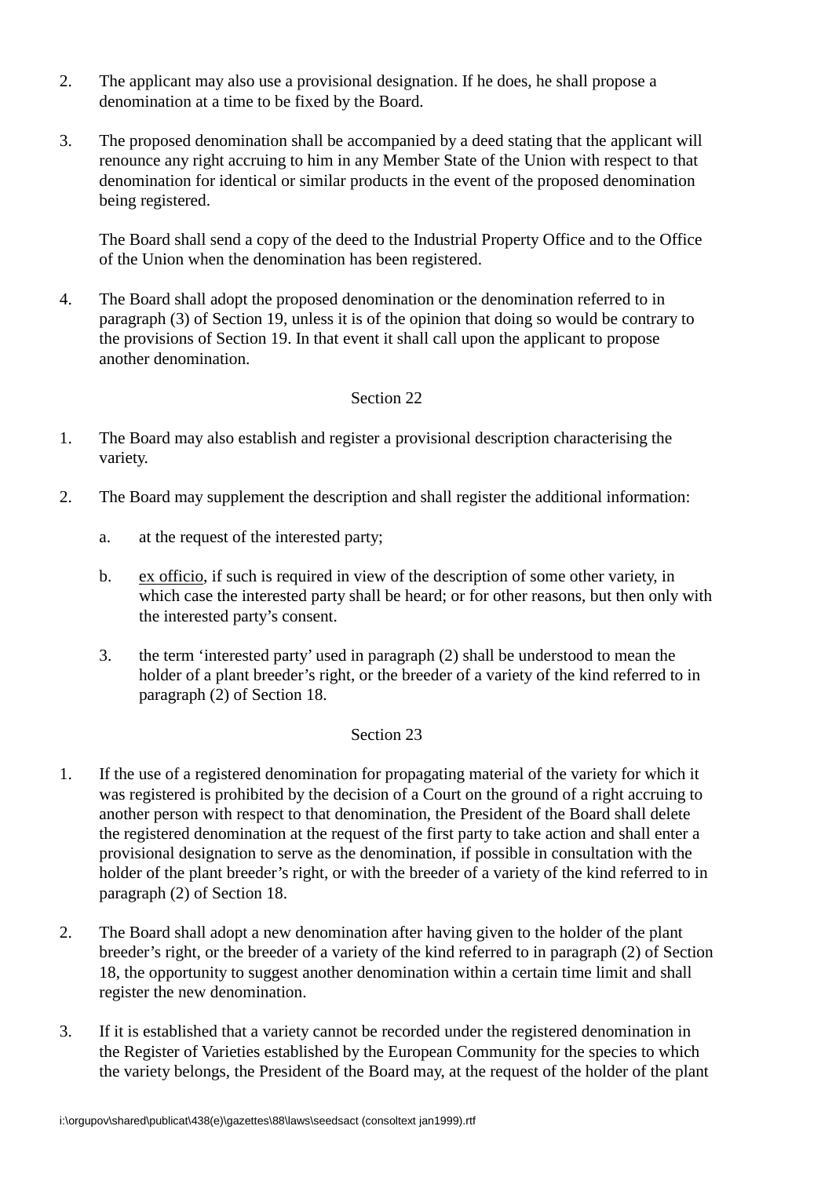2. The applicant may also use a provisional designation. If he does, he shall propose a denomination at a time to be fixed by the Board.

3. The proposed denomination shall be accompanied by a deed stating that the applicant will renounce any right accruing to him in any Member State of the Union with respect to that denomination for identical or similar products in the event of the proposed denomination being registered.

   The Board shall send a copy of the deed to the Industrial Property Office and to the Office of the Union when the denomination has been registered.

4. The Board shall adopt the proposed denomination or the denomination referred to in paragraph (3) of Section 19, unless it is of the opinion that doing so would be contrary to the provisions of Section 19. In that event it shall call upon the applicant to propose another denomination.

Section 22

1. The Board may also establish and register a provisional description characterising the variety.

2. The Board may supplement the description and shall register the additional information:

   a. at the request of the interested party;

   b. ex officio, if such is required in view of the description of some other variety, in which case the interested party shall be heard; or for other reasons, but then only with the interested party's consent.

   3. the term 'interested party' used in paragraph (2) shall be understood to mean the holder of a plant breeder's right, or the breeder of a variety of the kind referred to in paragraph (2) of Section 18.

Section 23

1. If the use of a registered denomination for propagating material of the variety for which it was registered is prohibited by the decision of a Court on the ground of a right accruing to another person with respect to that denomination, the President of the Board shall delete the registered denomination at the request of the first party to take action and shall enter a provisional designation to serve as the denomination, if possible in consultation with the holder of the plant breeder's right, or with the breeder of a variety of the kind referred to in paragraph (2) of Section 18.

2. The Board shall adopt a new denomination after having given to the holder of the plant breeder's right, or the breeder of a variety of the kind referred to in paragraph (2) of Section 18, the opportunity to suggest another denomination within a certain time limit and shall register the new denomination.

3. If it is established that a variety cannot be recorded under the registered denomination in the Register of Varieties established by the European Community for the species to which the variety belongs, the President of the Board may, at the request of the holder of the plant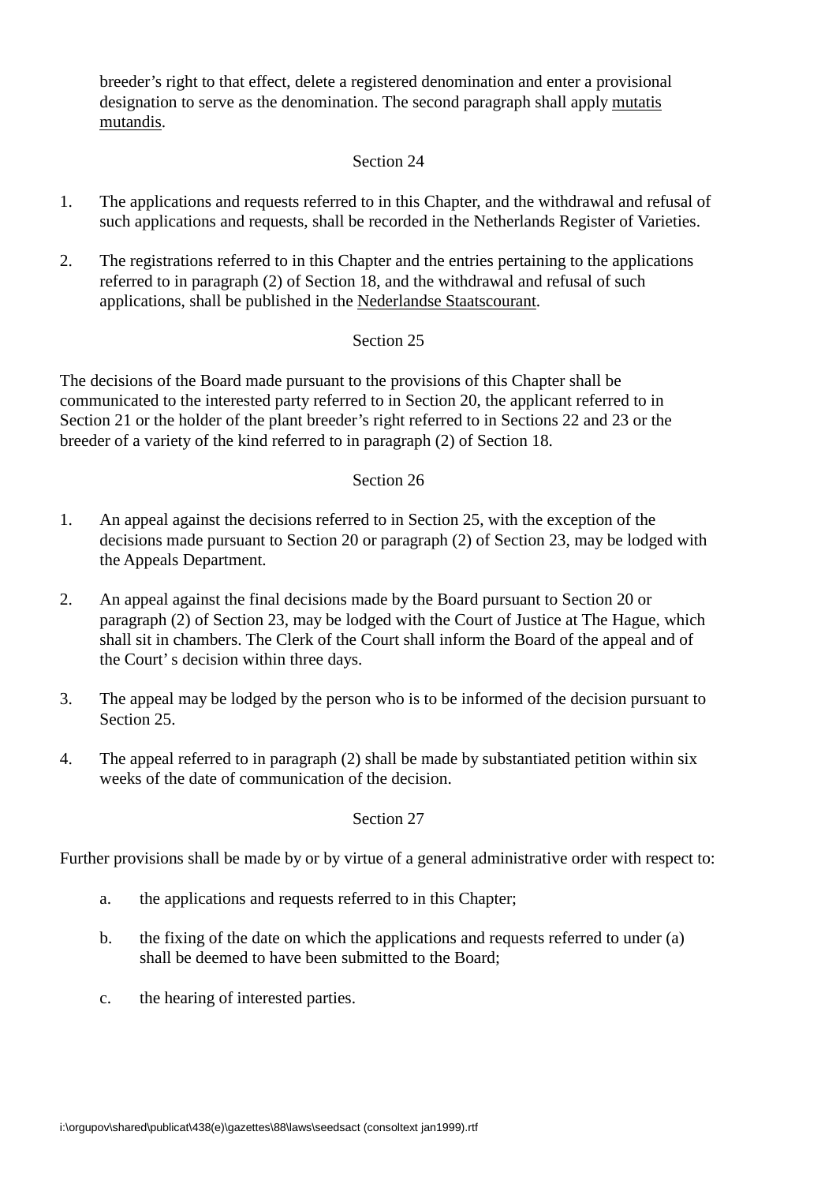breeder’s right to that effect, delete a registered denomination and enter a provisional designation to serve as the denomination. The second paragraph shall apply mutatis mutandis.

Section 24

1. The applications and requests referred to in this Chapter, and the withdrawal and refusal of such applications and requests, shall be recorded in the Netherlands Register of Varieties.

2. The registrations referred to in this Chapter and the entries pertaining to the applications referred to in paragraph (2) of Section 18, and the withdrawal and refusal of such applications, shall be published in the Nederlandse Staatscourant.

Section 25

The decisions of the Board made pursuant to the provisions of this Chapter shall be communicated to the interested party referred to in Section 20, the applicant referred to in Section 21 or the holder of the plant breeder’s right referred to in Sections 22 and 23 or the breeder of a variety of the kind referred to in paragraph (2) of Section 18.

Section 26

1. An appeal against the decisions referred to in Section 25, with the exception of the decisions made pursuant to Section 20 or paragraph (2) of Section 23, may be lodged with the Appeals Department.

2. An appeal against the final decisions made by the Board pursuant to Section 20 or paragraph (2) of Section 23, may be lodged with the Court of Justice at The Hague, which shall sit in chambers. The Clerk of the Court shall inform the Board of the appeal and of the Court’ s decision within three days.

3. The appeal may be lodged by the person who is to be informed of the decision pursuant to Section 25.

4. The appeal referred to in paragraph (2) shall be made by substantiated petition within six weeks of the date of communication of the decision.

Section 27

Further provisions shall be made by or by virtue of a general administrative order with respect to:

a. the applications and requests referred to in this Chapter;

b. the fixing of the date on which the applications and requests referred to under (a) shall be deemed to have been submitted to the Board;

c. the hearing of interested parties.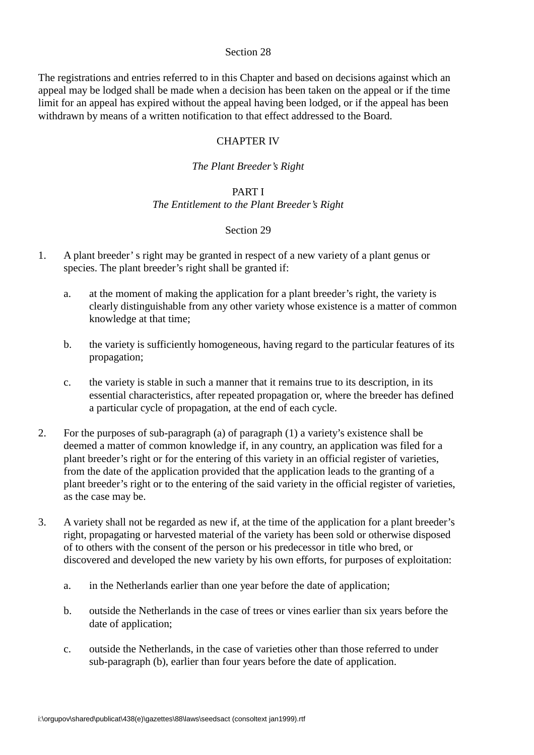Section 28

The registrations and entries referred to in this Chapter and based on decisions against which an appeal may be lodged shall be made when a decision has been taken on the appeal or if the time limit for an appeal has expired without the appeal having been lodged, or if the appeal has been withdrawn by means of a written notification to that effect addressed to the Board.

## CHAPTER IV

*The Plant Breeder's Right*

### PART I
*The Entitlement to the Plant Breeder's Right*

Section 29

1. A plant breeder' s right may be granted in respect of a new variety of a plant genus or species. The plant breeder's right shall be granted if:

    a. at the moment of making the application for a plant breeder's right, the variety is clearly distinguishable from any other variety whose existence is a matter of common knowledge at that time;

    b. the variety is sufficiently homogeneous, having regard to the particular features of its propagation;

    c. the variety is stable in such a manner that it remains true to its description, in its essential characteristics, after repeated propagation or, where the breeder has defined a particular cycle of propagation, at the end of each cycle.

2. For the purposes of sub-paragraph (a) of paragraph (1) a variety's existence shall be deemed a matter of common knowledge if, in any country, an application was filed for a plant breeder's right or for the entering of this variety in an official register of varieties, from the date of the application provided that the application leads to the granting of a plant breeder's right or to the entering of the said variety in the official register of varieties, as the case may be.

3. A variety shall not be regarded as new if, at the time of the application for a plant breeder's right, propagating or harvested material of the variety has been sold or otherwise disposed of to others with the consent of the person or his predecessor in title who bred, or discovered and developed the new variety by his own efforts, for purposes of exploitation:

    a. in the Netherlands earlier than one year before the date of application;

    b. outside the Netherlands in the case of trees or vines earlier than six years before the date of application;

    c. outside the Netherlands, in the case of varieties other than those referred to under sub-paragraph (b), earlier than four years before the date of application.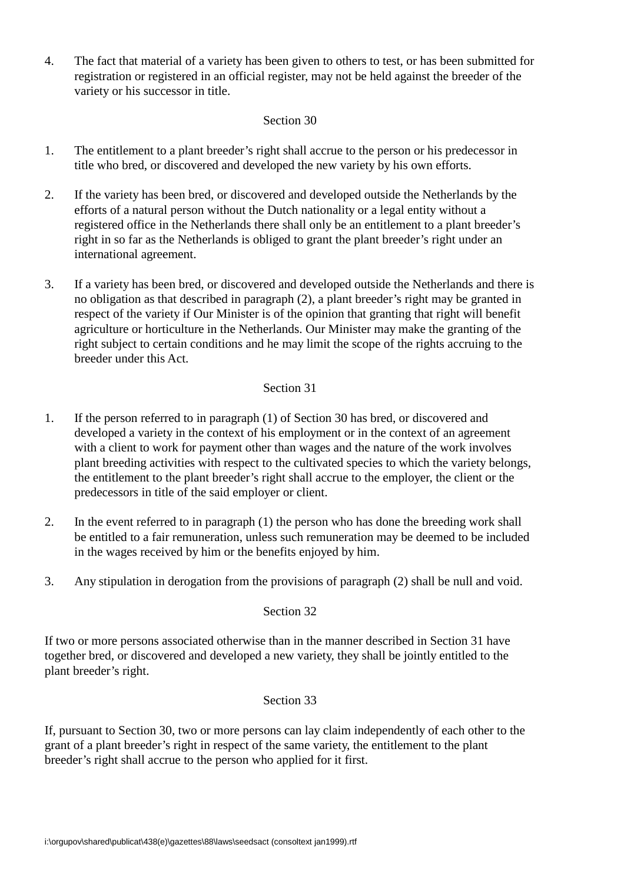4. The fact that material of a variety has been given to others to test, or has been submitted for registration or registered in an official register, may not be held against the breeder of the variety or his successor in title.

Section 30

1. The entitlement to a plant breeder’s right shall accrue to the person or his predecessor in title who bred, or discovered and developed the new variety by his own efforts.

2. If the variety has been bred, or discovered and developed outside the Netherlands by the efforts of a natural person without the Dutch nationality or a legal entity without a registered office in the Netherlands there shall only be an entitlement to a plant breeder’s right in so far as the Netherlands is obliged to grant the plant breeder’s right under an international agreement.

3. If a variety has been bred, or discovered and developed outside the Netherlands and there is no obligation as that described in paragraph (2), a plant breeder’s right may be granted in respect of the variety if Our Minister is of the opinion that granting that right will benefit agriculture or horticulture in the Netherlands. Our Minister may make the granting of the right subject to certain conditions and he may limit the scope of the rights accruing to the breeder under this Act.

Section 31

1. If the person referred to in paragraph (1) of Section 30 has bred, or discovered and developed a variety in the context of his employment or in the context of an agreement with a client to work for payment other than wages and the nature of the work involves plant breeding activities with respect to the cultivated species to which the variety belongs, the entitlement to the plant breeder’s right shall accrue to the employer, the client or the predecessors in title of the said employer or client.

2. In the event referred to in paragraph (1) the person who has done the breeding work shall be entitled to a fair remuneration, unless such remuneration may be deemed to be included in the wages received by him or the benefits enjoyed by him.

3. Any stipulation in derogation from the provisions of paragraph (2) shall be null and void.

Section 32

If two or more persons associated otherwise than in the manner described in Section 31 have together bred, or discovered and developed a new variety, they shall be jointly entitled to the plant breeder’s right.

Section 33

If, pursuant to Section 30, two or more persons can lay claim independently of each other to the grant of a plant breeder’s right in respect of the same variety, the entitlement to the plant breeder’s right shall accrue to the person who applied for it first.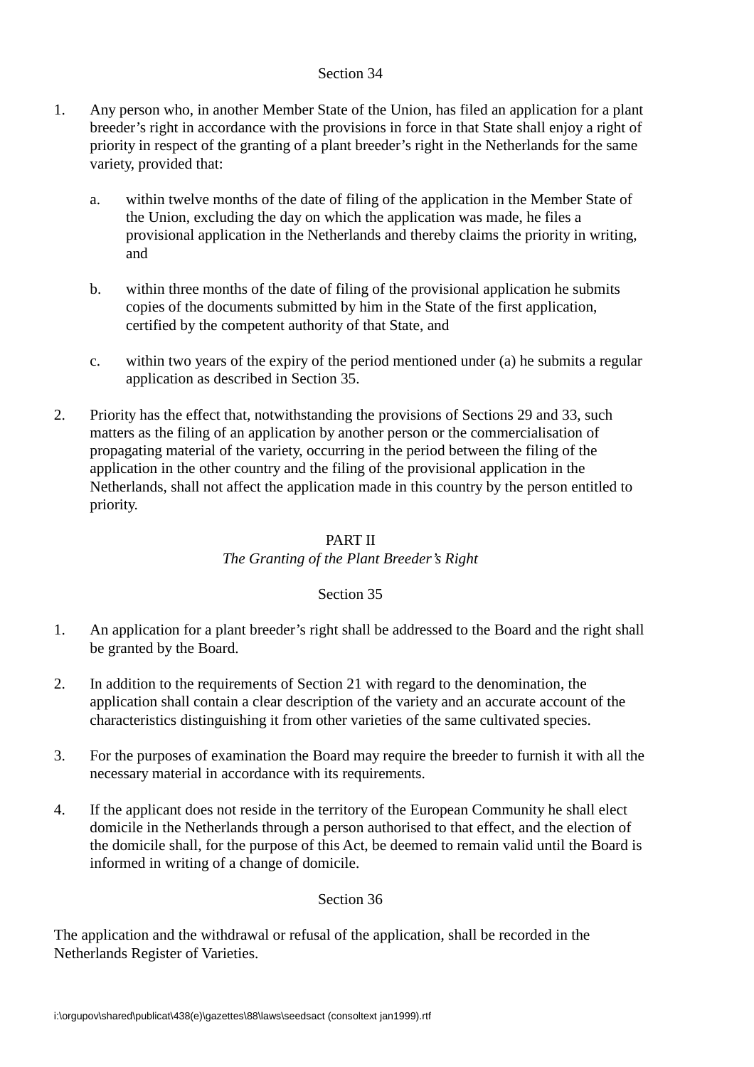Section 34

1. Any person who, in another Member State of the Union, has filed an application for a plant breeder's right in accordance with the provisions in force in that State shall enjoy a right of priority in respect of the granting of a plant breeder's right in the Netherlands for the same variety, provided that:

   a. within twelve months of the date of filing of the application in the Member State of the Union, excluding the day on which the application was made, he files a provisional application in the Netherlands and thereby claims the priority in writing, and

   b. within three months of the date of filing of the provisional application he submits copies of the documents submitted by him in the State of the first application, certified by the competent authority of that State, and

   c. within two years of the expiry of the period mentioned under (a) he submits a regular application as described in Section 35.

2. Priority has the effect that, notwithstanding the provisions of Sections 29 and 33, such matters as the filing of an application by another person or the commercialisation of propagating material of the variety, occurring in the period between the filing of the application in the other country and the filing of the provisional application in the Netherlands, shall not affect the application made in this country by the person entitled to priority.

## PART II
*The Granting of the Plant Breeder's Right*

Section 35

1. An application for a plant breeder's right shall be addressed to the Board and the right shall be granted by the Board.

2. In addition to the requirements of Section 21 with regard to the denomination, the application shall contain a clear description of the variety and an accurate account of the characteristics distinguishing it from other varieties of the same cultivated species.

3. For the purposes of examination the Board may require the breeder to furnish it with all the necessary material in accordance with its requirements.

4. If the applicant does not reside in the territory of the European Community he shall elect domicile in the Netherlands through a person authorised to that effect, and the election of the domicile shall, for the purpose of this Act, be deemed to remain valid until the Board is informed in writing of a change of domicile.

Section 36

The application and the withdrawal or refusal of the application, shall be recorded in the Netherlands Register of Varieties.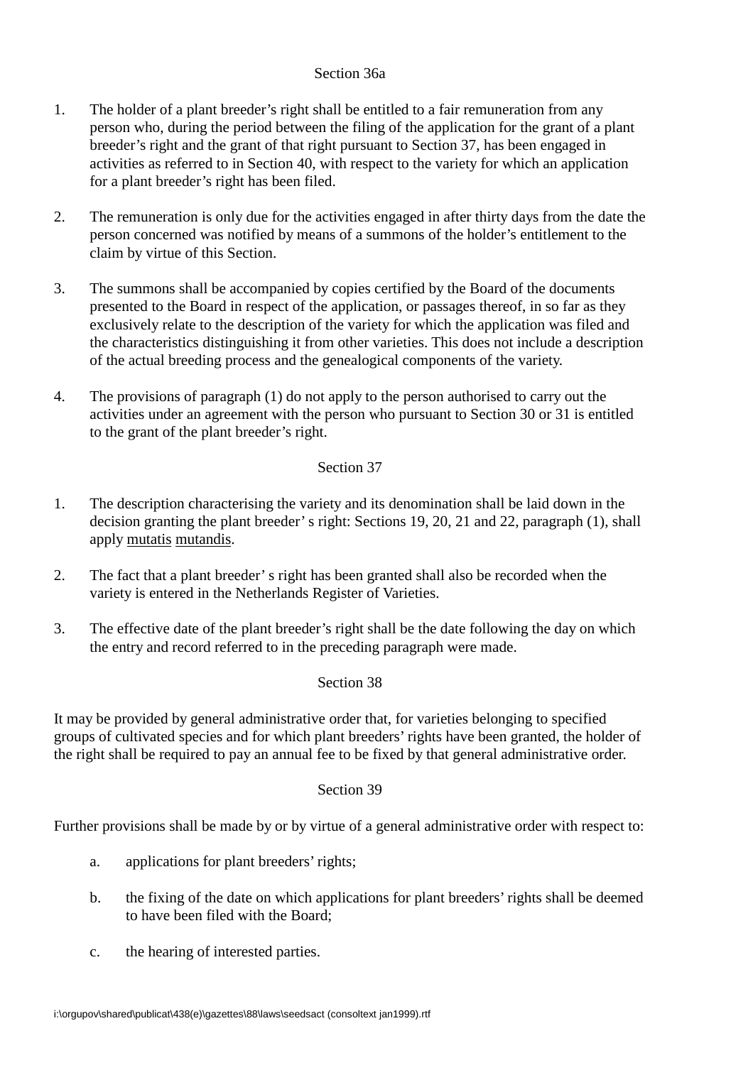## Section 36a

1. The holder of a plant breeder’s right shall be entitled to a fair remuneration from any person who, during the period between the filing of the application for the grant of a plant breeder’s right and the grant of that right pursuant to Section 37, has been engaged in activities as referred to in Section 40, with respect to the variety for which an application for a plant breeder’s right has been filed.

2. The remuneration is only due for the activities engaged in after thirty days from the date the person concerned was notified by means of a summons of the holder’s entitlement to the claim by virtue of this Section.

3. The summons shall be accompanied by copies certified by the Board of the documents presented to the Board in respect of the application, or passages thereof, in so far as they exclusively relate to the description of the variety for which the application was filed and the characteristics distinguishing it from other varieties. This does not include a description of the actual breeding process and the genealogical components of the variety.

4. The provisions of paragraph (1) do not apply to the person authorised to carry out the activities under an agreement with the person who pursuant to Section 30 or 31 is entitled to the grant of the plant breeder’s right.

## Section 37

1. The description characterising the variety and its denomination shall be laid down in the decision granting the plant breeder’ s right: Sections 19, 20, 21 and 22, paragraph (1), shall apply mutatis mutandis.

2. The fact that a plant breeder’ s right has been granted shall also be recorded when the variety is entered in the Netherlands Register of Varieties.

3. The effective date of the plant breeder’s right shall be the date following the day on which the entry and record referred to in the preceding paragraph were made.

## Section 38

It may be provided by general administrative order that, for varieties belonging to specified groups of cultivated species and for which plant breeders’ rights have been granted, the holder of the right shall be required to pay an annual fee to be fixed by that general administrative order.

## Section 39

Further provisions shall be made by or by virtue of a general administrative order with respect to:

a. applications for plant breeders’ rights;

b. the fixing of the date on which applications for plant breeders’ rights shall be deemed to have been filed with the Board;

c. the hearing of interested parties.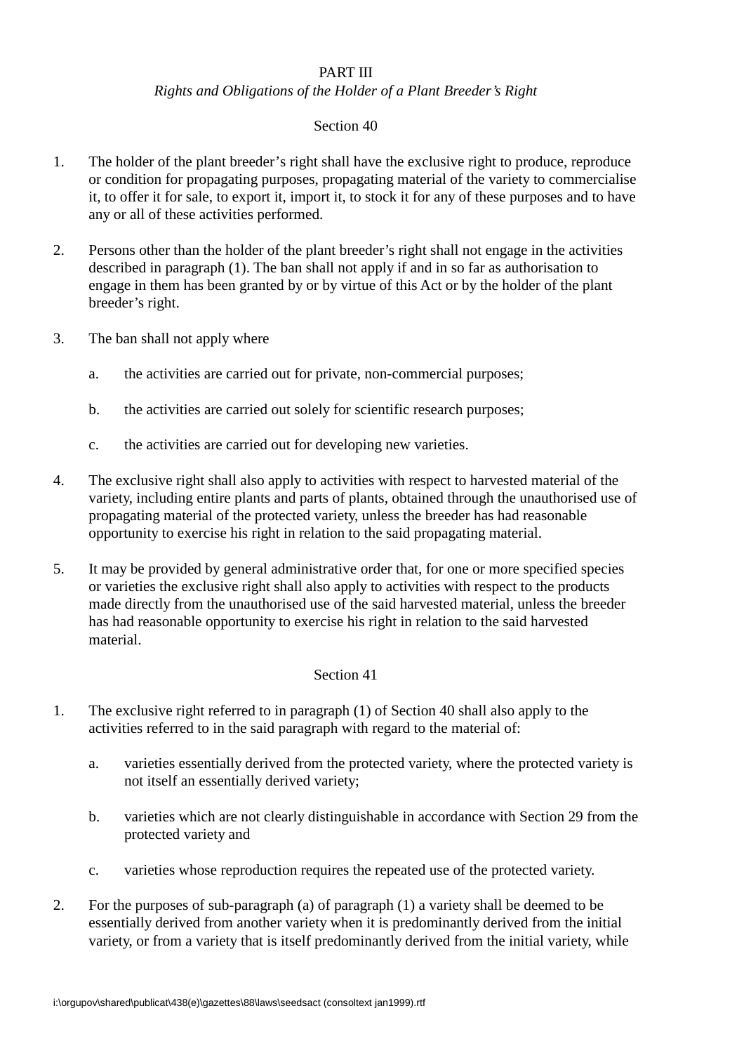## PART III
### *Rights and Obligations of the Holder of a Plant Breeder's Right*

### Section 40

1. The holder of the plant breeder's right shall have the exclusive right to produce, reproduce or condition for propagating purposes, propagating material of the variety to commercialise it, to offer it for sale, to export it, import it, to stock it for any of these purposes and to have any or all of these activities performed.

2. Persons other than the holder of the plant breeder's right shall not engage in the activities described in paragraph (1). The ban shall not apply if and in so far as authorisation to engage in them has been granted by or by virtue of this Act or by the holder of the plant breeder's right.

3. The ban shall not apply where

   a. the activities are carried out for private, non-commercial purposes;

   b. the activities are carried out solely for scientific research purposes;

   c. the activities are carried out for developing new varieties.

4. The exclusive right shall also apply to activities with respect to harvested material of the variety, including entire plants and parts of plants, obtained through the unauthorised use of propagating material of the protected variety, unless the breeder has had reasonable opportunity to exercise his right in relation to the said propagating material.

5. It may be provided by general administrative order that, for one or more specified species or varieties the exclusive right shall also apply to activities with respect to the products made directly from the unauthorised use of the said harvested material, unless the breeder has had reasonable opportunity to exercise his right in relation to the said harvested material.

### Section 41

1. The exclusive right referred to in paragraph (1) of Section 40 shall also apply to the activities referred to in the said paragraph with regard to the material of:

   a. varieties essentially derived from the protected variety, where the protected variety is not itself an essentially derived variety;

   b. varieties which are not clearly distinguishable in accordance with Section 29 from the protected variety and

   c. varieties whose reproduction requires the repeated use of the protected variety.

2. For the purposes of sub-paragraph (a) of paragraph (1) a variety shall be deemed to be essentially derived from another variety when it is predominantly derived from the initial variety, or from a variety that is itself predominantly derived from the initial variety, while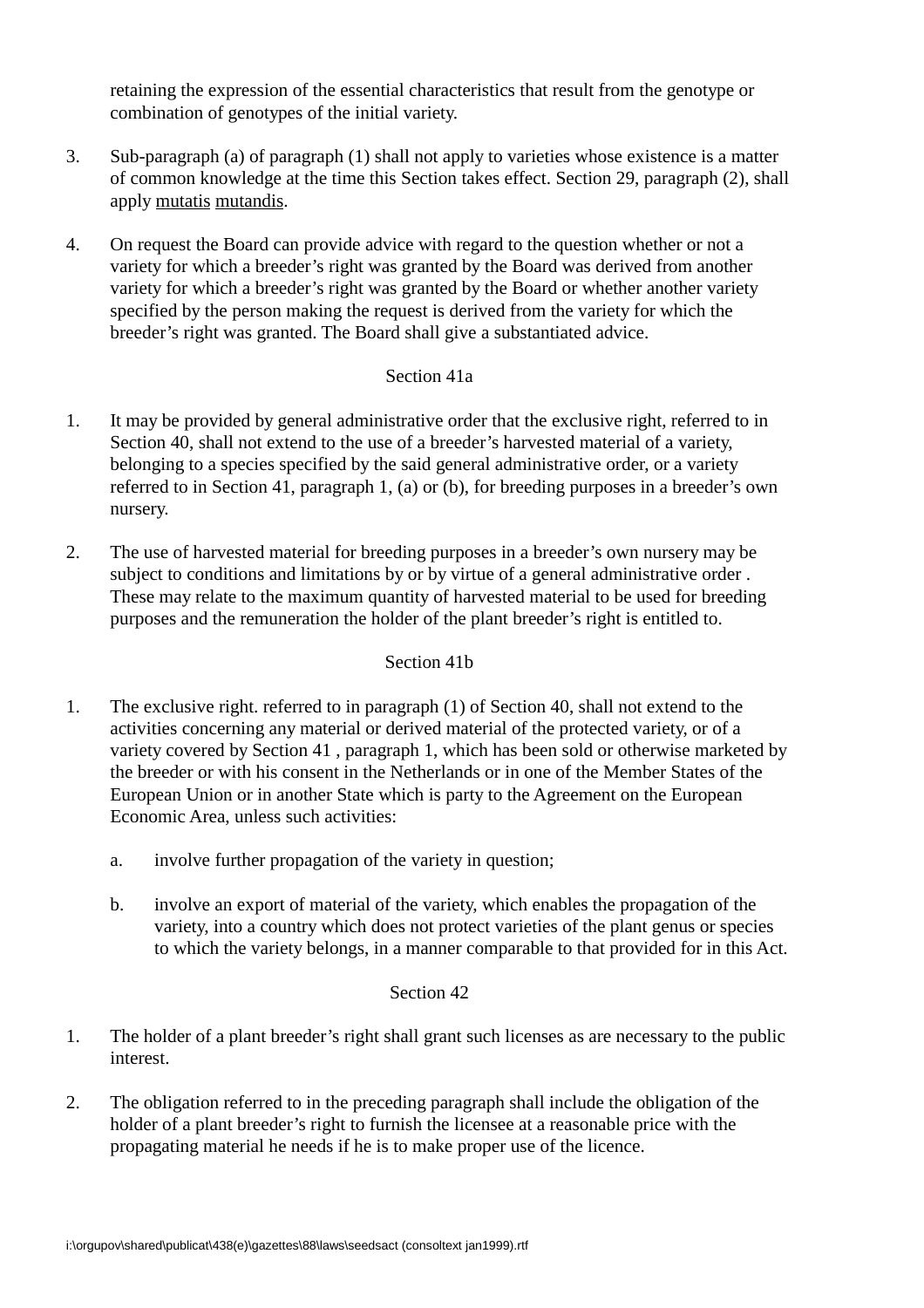retaining the expression of the essential characteristics that result from the genotype or combination of genotypes of the initial variety.

3. Sub-paragraph (a) of paragraph (1) shall not apply to varieties whose existence is a matter of common knowledge at the time this Section takes effect. Section 29, paragraph (2), shall apply mutatis mutandis.

4. On request the Board can provide advice with regard to the question whether or not a variety for which a breeder's right was granted by the Board was derived from another variety for which a breeder's right was granted by the Board or whether another variety specified by the person making the request is derived from the variety for which the breeder's right was granted. The Board shall give a substantiated advice.

Section 41a

1. It may be provided by general administrative order that the exclusive right, referred to in Section 40, shall not extend to the use of a breeder's harvested material of a variety, belonging to a species specified by the said general administrative order, or a variety referred to in Section 41, paragraph 1, (a) or (b), for breeding purposes in a breeder's own nursery.

2. The use of harvested material for breeding purposes in a breeder's own nursery may be subject to conditions and limitations by or by virtue of a general administrative order . These may relate to the maximum quantity of harvested material to be used for breeding purposes and the remuneration the holder of the plant breeder's right is entitled to.

Section 41b

1. The exclusive right. referred to in paragraph (1) of Section 40, shall not extend to the activities concerning any material or derived material of the protected variety, or of a variety covered by Section 41 , paragraph 1, which has been sold or otherwise marketed by the breeder or with his consent in the Netherlands or in one of the Member States of the European Union or in another State which is party to the Agreement on the European Economic Area, unless such activities:

    a. involve further propagation of the variety in question;

    b. involve an export of material of the variety, which enables the propagation of the variety, into a country which does not protect varieties of the plant genus or species to which the variety belongs, in a manner comparable to that provided for in this Act.

Section 42

1. The holder of a plant breeder's right shall grant such licenses as are necessary to the public interest.

2. The obligation referred to in the preceding paragraph shall include the obligation of the holder of a plant breeder's right to furnish the licensee at a reasonable price with the propagating material he needs if he is to make proper use of the licence.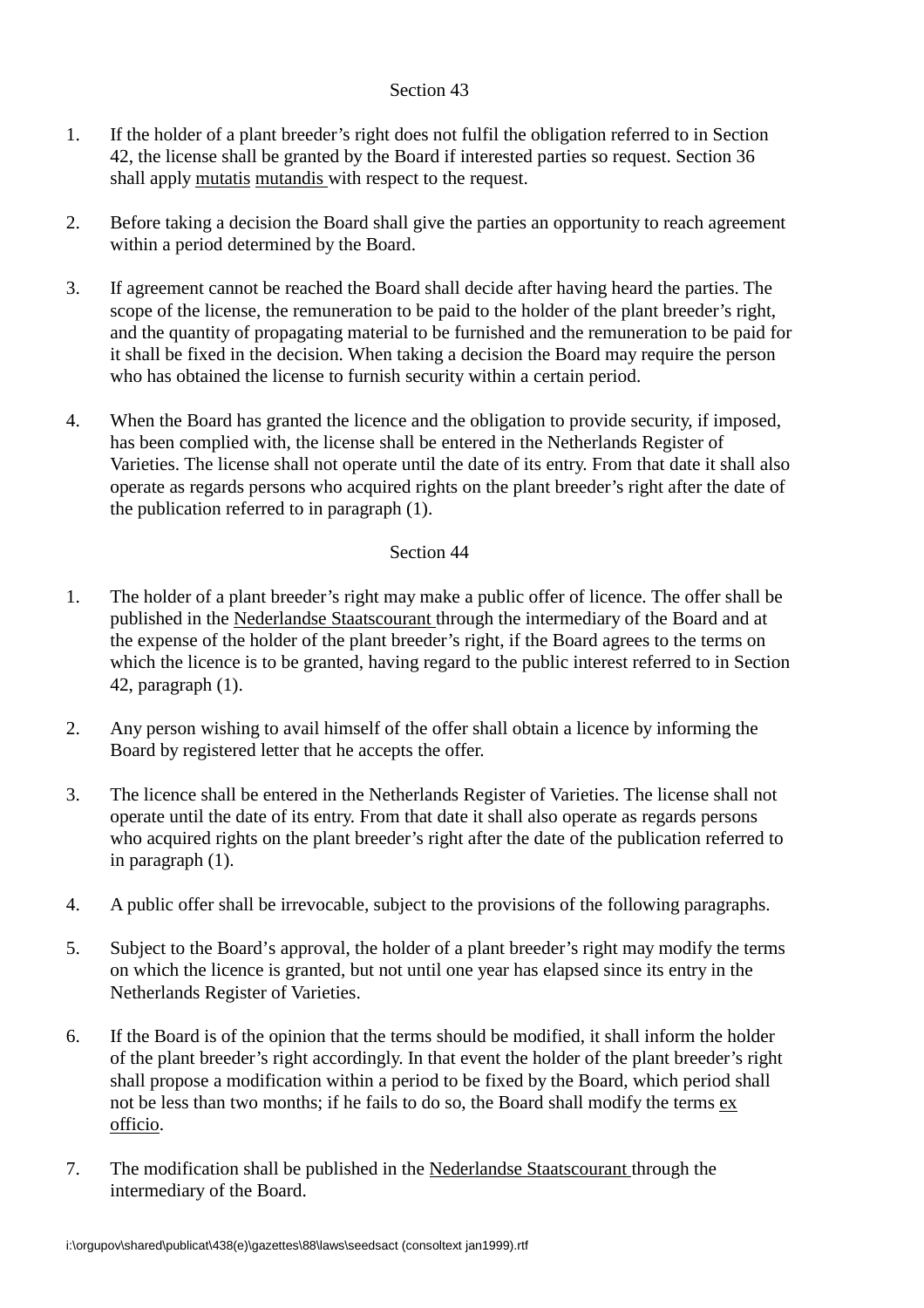Section 43

1. If the holder of a plant breeder's right does not fulfil the obligation referred to in Section 42, the license shall be granted by the Board if interested parties so request. Section 36 shall apply mutatis mutandis with respect to the request.

2. Before taking a decision the Board shall give the parties an opportunity to reach agreement within a period determined by the Board.

3. If agreement cannot be reached the Board shall decide after having heard the parties. The scope of the license, the remuneration to be paid to the holder of the plant breeder's right, and the quantity of propagating material to be furnished and the remuneration to be paid for it shall be fixed in the decision. When taking a decision the Board may require the person who has obtained the license to furnish security within a certain period.

4. When the Board has granted the licence and the obligation to provide security, if imposed, has been complied with, the license shall be entered in the Netherlands Register of Varieties. The license shall not operate until the date of its entry. From that date it shall also operate as regards persons who acquired rights on the plant breeder's right after the date of the publication referred to in paragraph (1).

Section 44

1. The holder of a plant breeder's right may make a public offer of licence. The offer shall be published in the Nederlandse Staatscourant through the intermediary of the Board and at the expense of the holder of the plant breeder's right, if the Board agrees to the terms on which the licence is to be granted, having regard to the public interest referred to in Section 42, paragraph (1).

2. Any person wishing to avail himself of the offer shall obtain a licence by informing the Board by registered letter that he accepts the offer.

3. The licence shall be entered in the Netherlands Register of Varieties. The license shall not operate until the date of its entry. From that date it shall also operate as regards persons who acquired rights on the plant breeder's right after the date of the publication referred to in paragraph (1).

4. A public offer shall be irrevocable, subject to the provisions of the following paragraphs.

5. Subject to the Board's approval, the holder of a plant breeder's right may modify the terms on which the licence is granted, but not until one year has elapsed since its entry in the Netherlands Register of Varieties.

6. If the Board is of the opinion that the terms should be modified, it shall inform the holder of the plant breeder's right accordingly. In that event the holder of the plant breeder's right shall propose a modification within a period to be fixed by the Board, which period shall not be less than two months; if he fails to do so, the Board shall modify the terms ex officio.

7. The modification shall be published in the Nederlandse Staatscourant through the intermediary of the Board.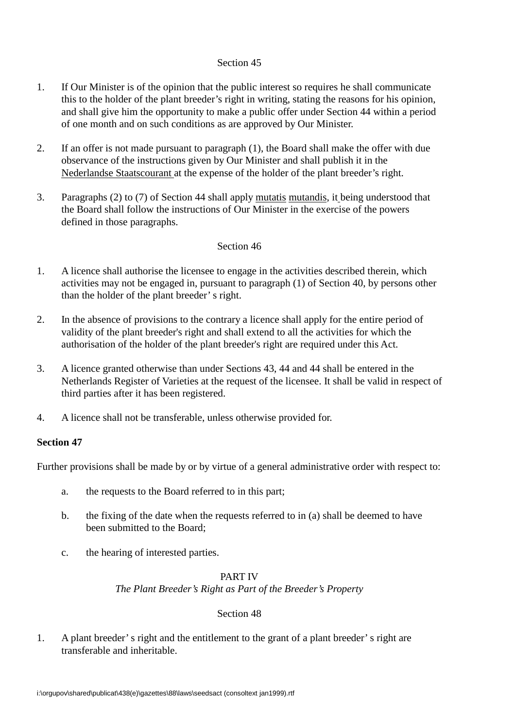Section 45

1. If Our Minister is of the opinion that the public interest so requires he shall communicate this to the holder of the plant breeder's right in writing, stating the reasons for his opinion, and shall give him the opportunity to make a public offer under Section 44 within a period of one month and on such conditions as are approved by Our Minister.

2. If an offer is not made pursuant to paragraph (1), the Board shall make the offer with due observance of the instructions given by Our Minister and shall publish it in the Nederlandse Staatscourant at the expense of the holder of the plant breeder's right.

3. Paragraphs (2) to (7) of Section 44 shall apply mutatis mutandis, it being understood that the Board shall follow the instructions of Our Minister in the exercise of the powers defined in those paragraphs.

Section 46

1. A licence shall authorise the licensee to engage in the activities described therein, which activities may not be engaged in, pursuant to paragraph (1) of Section 40, by persons other than the holder of the plant breeder' s right.

2. In the absence of provisions to the contrary a licence shall apply for the entire period of validity of the plant breeder's right and shall extend to all the activities for which the authorisation of the holder of the plant breeder's right are required under this Act.

3. A licence granted otherwise than under Sections 43, 44 and 44 shall be entered in the Netherlands Register of Varieties at the request of the licensee. It shall be valid in respect of third parties after it has been registered.

4. A licence shall not be transferable, unless otherwise provided for.

**Section 47**

Further provisions shall be made by or by virtue of a general administrative order with respect to:

a. the requests to the Board referred to in this part;

b. the fixing of the date when the requests referred to in (a) shall be deemed to have been submitted to the Board;

c. the hearing of interested parties.

PART IV
*The Plant Breeder's Right as Part of the Breeder's Property*

Section 48

1. A plant breeder' s right and the entitlement to the grant of a plant breeder' s right are transferable and inheritable.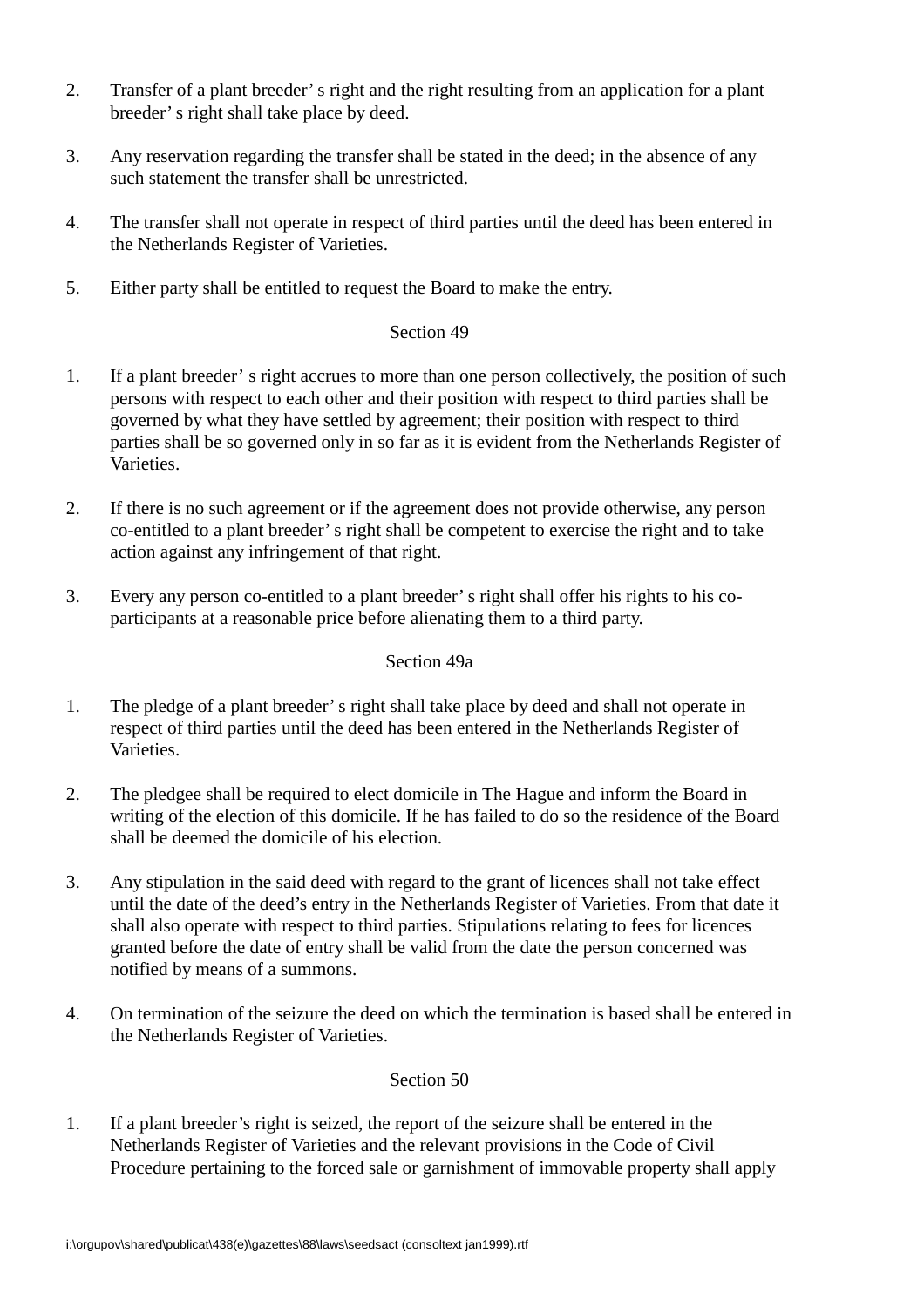2. Transfer of a plant breeder' s right and the right resulting from an application for a plant breeder' s right shall take place by deed.

3. Any reservation regarding the transfer shall be stated in the deed; in the absence of any such statement the transfer shall be unrestricted.

4. The transfer shall not operate in respect of third parties until the deed has been entered in the Netherlands Register of Varieties.

5. Either party shall be entitled to request the Board to make the entry.

Section 49

1. If a plant breeder' s right accrues to more than one person collectively, the position of such persons with respect to each other and their position with respect to third parties shall be governed by what they have settled by agreement; their position with respect to third parties shall be so governed only in so far as it is evident from the Netherlands Register of Varieties.

2. If there is no such agreement or if the agreement does not provide otherwise, any person co-entitled to a plant breeder' s right shall be competent to exercise the right and to take action against any infringement of that right.

3. Every any person co-entitled to a plant breeder' s right shall offer his rights to his co-participants at a reasonable price before alienating them to a third party.

Section 49a

1. The pledge of a plant breeder' s right shall take place by deed and shall not operate in respect of third parties until the deed has been entered in the Netherlands Register of Varieties.

2. The pledgee shall be required to elect domicile in The Hague and inform the Board in writing of the election of this domicile. If he has failed to do so the residence of the Board shall be deemed the domicile of his election.

3. Any stipulation in the said deed with regard to the grant of licences shall not take effect until the date of the deed's entry in the Netherlands Register of Varieties. From that date it shall also operate with respect to third parties. Stipulations relating to fees for licences granted before the date of entry shall be valid from the date the person concerned was notified by means of a summons.

4. On termination of the seizure the deed on which the termination is based shall be entered in the Netherlands Register of Varieties.

Section 50

1. If a plant breeder's right is seized, the report of the seizure shall be entered in the Netherlands Register of Varieties and the relevant provisions in the Code of Civil Procedure pertaining to the forced sale or garnishment of immovable property shall apply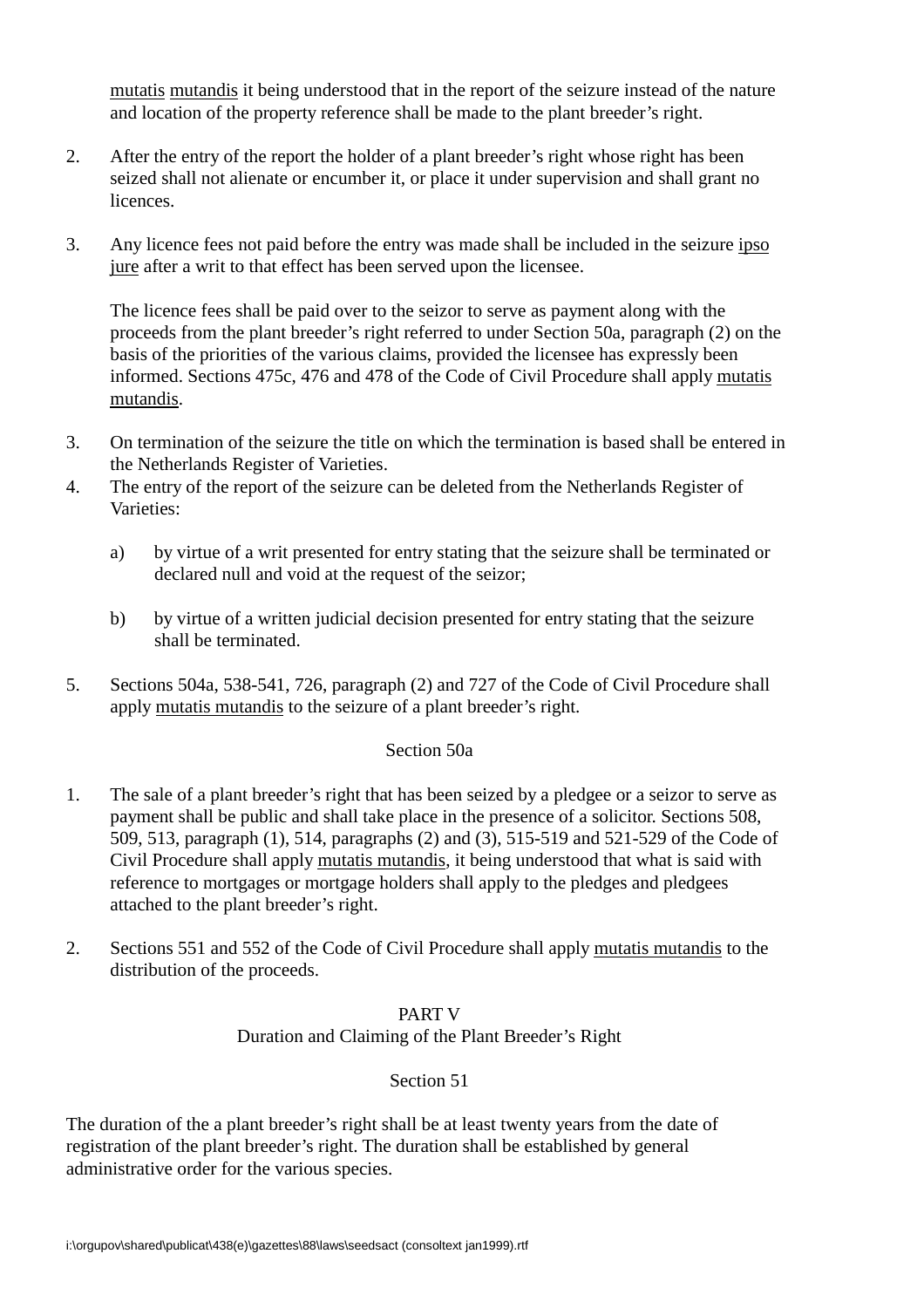mutatis mutandis it being understood that in the report of the seizure instead of the nature and location of the property reference shall be made to the plant breeder's right.

2. After the entry of the report the holder of a plant breeder's right whose right has been seized shall not alienate or encumber it, or place it under supervision and shall grant no licences.

3. Any licence fees not paid before the entry was made shall be included in the seizure ipso jure after a writ to that effect has been served upon the licensee.

   The licence fees shall be paid over to the seizor to serve as payment along with the proceeds from the plant breeder's right referred to under Section 50a, paragraph (2) on the basis of the priorities of the various claims, provided the licensee has expressly been informed. Sections 475c, 476 and 478 of the Code of Civil Procedure shall apply mutatis mutandis.

3. On termination of the seizure the title on which the termination is based shall be entered in the Netherlands Register of Varieties.

4. The entry of the report of the seizure can be deleted from the Netherlands Register of Varieties:

   a) by virtue of a writ presented for entry stating that the seizure shall be terminated or declared null and void at the request of the seizor;

   b) by virtue of a written judicial decision presented for entry stating that the seizure shall be terminated.

5. Sections 504a, 538-541, 726, paragraph (2) and 727 of the Code of Civil Procedure shall apply mutatis mutandis to the seizure of a plant breeder's right.

### Section 50a

1. The sale of a plant breeder's right that has been seized by a pledgee or a seizor to serve as payment shall be public and shall take place in the presence of a solicitor. Sections 508, 509, 513, paragraph (1), 514, paragraphs (2) and (3), 515-519 and 521-529 of the Code of Civil Procedure shall apply mutatis mutandis, it being understood that what is said with reference to mortgages or mortgage holders shall apply to the pledges and pledgees attached to the plant breeder's right.

2. Sections 551 and 552 of the Code of Civil Procedure shall apply mutatis mutandis to the distribution of the proceeds.

## PART V
## Duration and Claiming of the Plant Breeder's Right

### Section 51

The duration of the a plant breeder's right shall be at least twenty years from the date of registration of the plant breeder's right. The duration shall be established by general administrative order for the various species.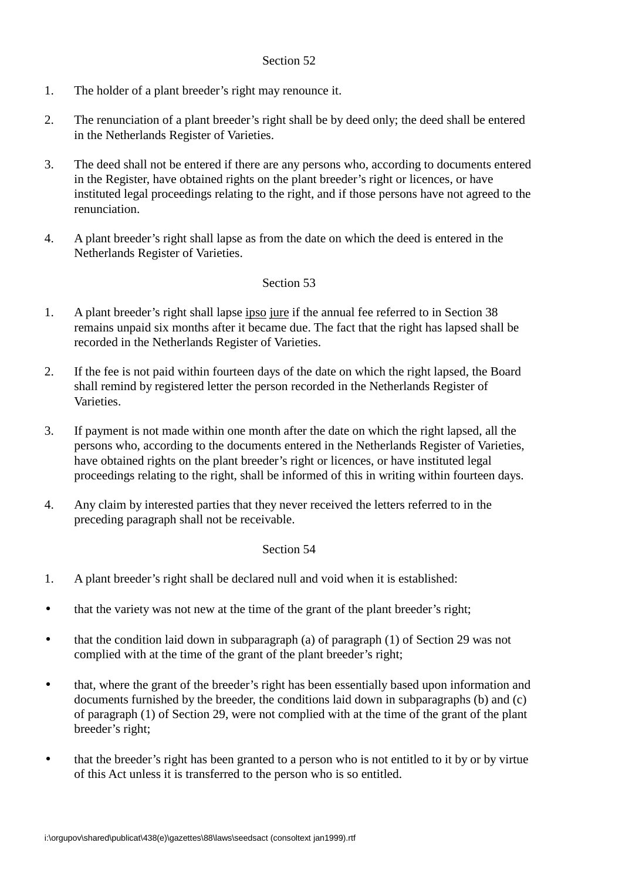### Section 52

1. The holder of a plant breeder's right may renounce it.

2. The renunciation of a plant breeder's right shall be by deed only; the deed shall be entered in the Netherlands Register of Varieties.

3. The deed shall not be entered if there are any persons who, according to documents entered in the Register, have obtained rights on the plant breeder's right or licences, or have instituted legal proceedings relating to the right, and if those persons have not agreed to the renunciation.

4. A plant breeder's right shall lapse as from the date on which the deed is entered in the Netherlands Register of Varieties.

### Section 53

1. A plant breeder's right shall lapse ipso jure if the annual fee referred to in Section 38 remains unpaid six months after it became due. The fact that the right has lapsed shall be recorded in the Netherlands Register of Varieties.

2. If the fee is not paid within fourteen days of the date on which the right lapsed, the Board shall remind by registered letter the person recorded in the Netherlands Register of Varieties.

3. If payment is not made within one month after the date on which the right lapsed, all the persons who, according to the documents entered in the Netherlands Register of Varieties, have obtained rights on the plant breeder's right or licences, or have instituted legal proceedings relating to the right, shall be informed of this in writing within fourteen days.

4. Any claim by interested parties that they never received the letters referred to in the preceding paragraph shall not be receivable.

### Section 54

1. A plant breeder's right shall be declared null and void when it is established:

- that the variety was not new at the time of the grant of the plant breeder's right;

- that the condition laid down in subparagraph (a) of paragraph (1) of Section 29 was not complied with at the time of the grant of the plant breeder's right;

- that, where the grant of the breeder's right has been essentially based upon information and documents furnished by the breeder, the conditions laid down in subparagraphs (b) and (c) of paragraph (1) of Section 29, were not complied with at the time of the grant of the plant breeder's right;

- that the breeder's right has been granted to a person who is not entitled to it by or by virtue of this Act unless it is transferred to the person who is so entitled.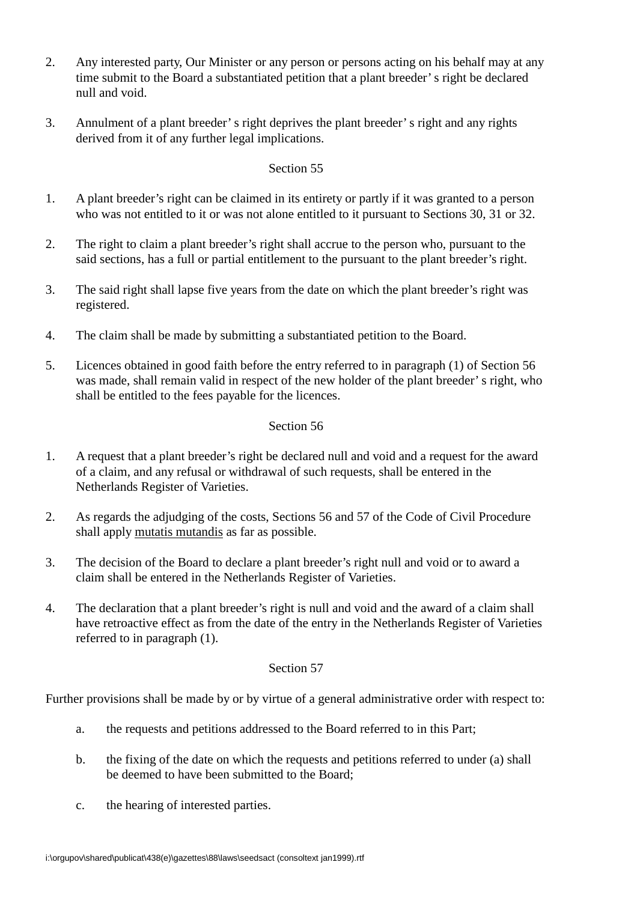2. Any interested party, Our Minister or any person or persons acting on his behalf may at any time submit to the Board a substantiated petition that a plant breeder' s right be declared null and void.

3. Annulment of a plant breeder' s right deprives the plant breeder' s right and any rights derived from it of any further legal implications.

Section 55

1. A plant breeder's right can be claimed in its entirety or partly if it was granted to a person who was not entitled to it or was not alone entitled to it pursuant to Sections 30, 31 or 32.

2. The right to claim a plant breeder's right shall accrue to the person who, pursuant to the said sections, has a full or partial entitlement to the pursuant to the plant breeder's right.

3. The said right shall lapse five years from the date on which the plant breeder's right was registered.

4. The claim shall be made by submitting a substantiated petition to the Board.

5. Licences obtained in good faith before the entry referred to in paragraph (1) of Section 56 was made, shall remain valid in respect of the new holder of the plant breeder' s right, who shall be entitled to the fees payable for the licences.

Section 56

1. A request that a plant breeder's right be declared null and void and a request for the award of a claim, and any refusal or withdrawal of such requests, shall be entered in the Netherlands Register of Varieties.

2. As regards the adjudging of the costs, Sections 56 and 57 of the Code of Civil Procedure shall apply mutatis mutandis as far as possible.

3. The decision of the Board to declare a plant breeder's right null and void or to award a claim shall be entered in the Netherlands Register of Varieties.

4. The declaration that a plant breeder's right is null and void and the award of a claim shall have retroactive effect as from the date of the entry in the Netherlands Register of Varieties referred to in paragraph (1).

Section 57

Further provisions shall be made by or by virtue of a general administrative order with respect to:

a. the requests and petitions addressed to the Board referred to in this Part;

b. the fixing of the date on which the requests and petitions referred to under (a) shall be deemed to have been submitted to the Board;

c. the hearing of interested parties.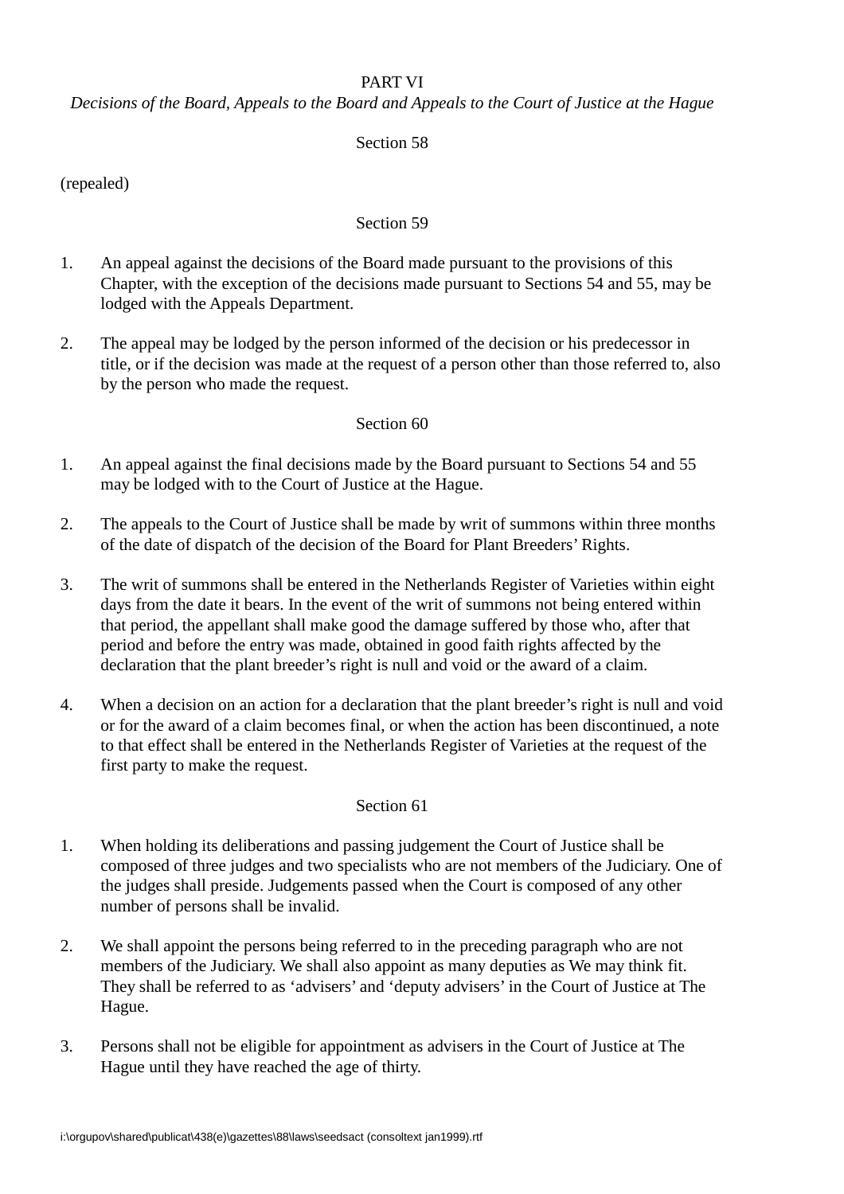## PART VI

*Decisions of the Board, Appeals to the Board and Appeals to the Court of Justice at the Hague*

### Section 58

(repealed)

### Section 59

1. An appeal against the decisions of the Board made pursuant to the provisions of this Chapter, with the exception of the decisions made pursuant to Sections 54 and 55, may be lodged with the Appeals Department.

2. The appeal may be lodged by the person informed of the decision or his predecessor in title, or if the decision was made at the request of a person other than those referred to, also by the person who made the request.

### Section 60

1. An appeal against the final decisions made by the Board pursuant to Sections 54 and 55 may be lodged with to the Court of Justice at the Hague.

2. The appeals to the Court of Justice shall be made by writ of summons within three months of the date of dispatch of the decision of the Board for Plant Breeders' Rights.

3. The writ of summons shall be entered in the Netherlands Register of Varieties within eight days from the date it bears. In the event of the writ of summons not being entered within that period, the appellant shall make good the damage suffered by those who, after that period and before the entry was made, obtained in good faith rights affected by the declaration that the plant breeder's right is null and void or the award of a claim.

4. When a decision on an action for a declaration that the plant breeder's right is null and void or for the award of a claim becomes final, or when the action has been discontinued, a note to that effect shall be entered in the Netherlands Register of Varieties at the request of the first party to make the request.

### Section 61

1. When holding its deliberations and passing judgement the Court of Justice shall be composed of three judges and two specialists who are not members of the Judiciary. One of the judges shall preside. Judgements passed when the Court is composed of any other number of persons shall be invalid.

2. We shall appoint the persons being referred to in the preceding paragraph who are not members of the Judiciary. We shall also appoint as many deputies as We may think fit. They shall be referred to as 'advisers' and 'deputy advisers' in the Court of Justice at The Hague.

3. Persons shall not be eligible for appointment as advisers in the Court of Justice at The Hague until they have reached the age of thirty.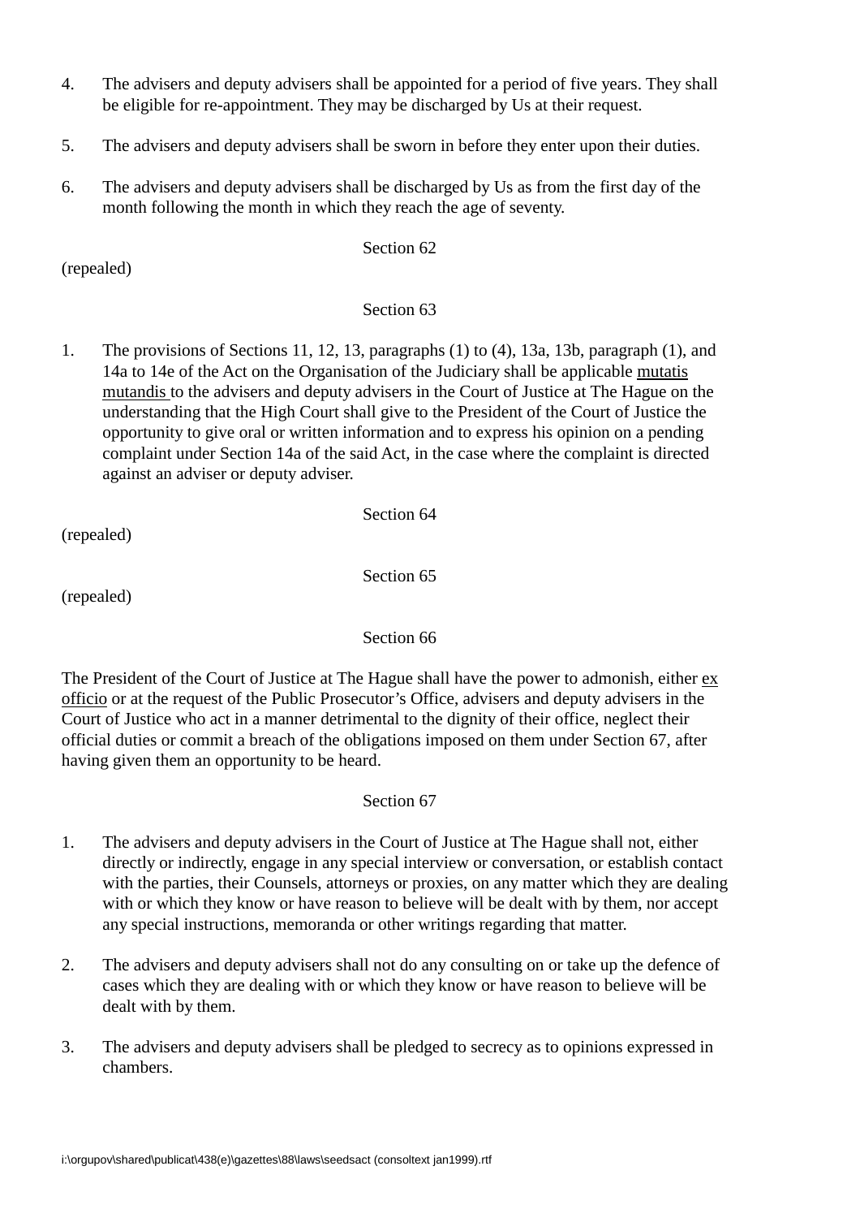4. The advisers and deputy advisers shall be appointed for a period of five years. They shall be eligible for re-appointment. They may be discharged by Us at their request.

5. The advisers and deputy advisers shall be sworn in before they enter upon their duties.

6. The advisers and deputy advisers shall be discharged by Us as from the first day of the month following the month in which they reach the age of seventy.

Section 62

(repealed)

Section 63

1. The provisions of Sections 11, 12, 13, paragraphs (1) to (4), 13a, 13b, paragraph (1), and 14a to 14e of the Act on the Organisation of the Judiciary shall be applicable *mutatis mutandis* to the advisers and deputy advisers in the Court of Justice at The Hague on the understanding that the High Court shall give to the President of the Court of Justice the opportunity to give oral or written information and to express his opinion on a pending complaint under Section 14a of the said Act, in the case where the complaint is directed against an adviser or deputy adviser.

Section 64

(repealed)

Section 65

(repealed)

Section 66

The President of the Court of Justice at The Hague shall have the power to admonish, either *ex officio* or at the request of the Public Prosecutor's Office, advisers and deputy advisers in the Court of Justice who act in a manner detrimental to the dignity of their office, neglect their official duties or commit a breach of the obligations imposed on them under Section 67, after having given them an opportunity to be heard.

Section 67

1. The advisers and deputy advisers in the Court of Justice at The Hague shall not, either directly or indirectly, engage in any special interview or conversation, or establish contact with the parties, their Counsels, attorneys or proxies, on any matter which they are dealing with or which they know or have reason to believe will be dealt with by them, nor accept any special instructions, memoranda or other writings regarding that matter.

2. The advisers and deputy advisers shall not do any consulting on or take up the defence of cases which they are dealing with or which they know or have reason to believe will be dealt with by them.

3. The advisers and deputy advisers shall be pledged to secrecy as to opinions expressed in chambers.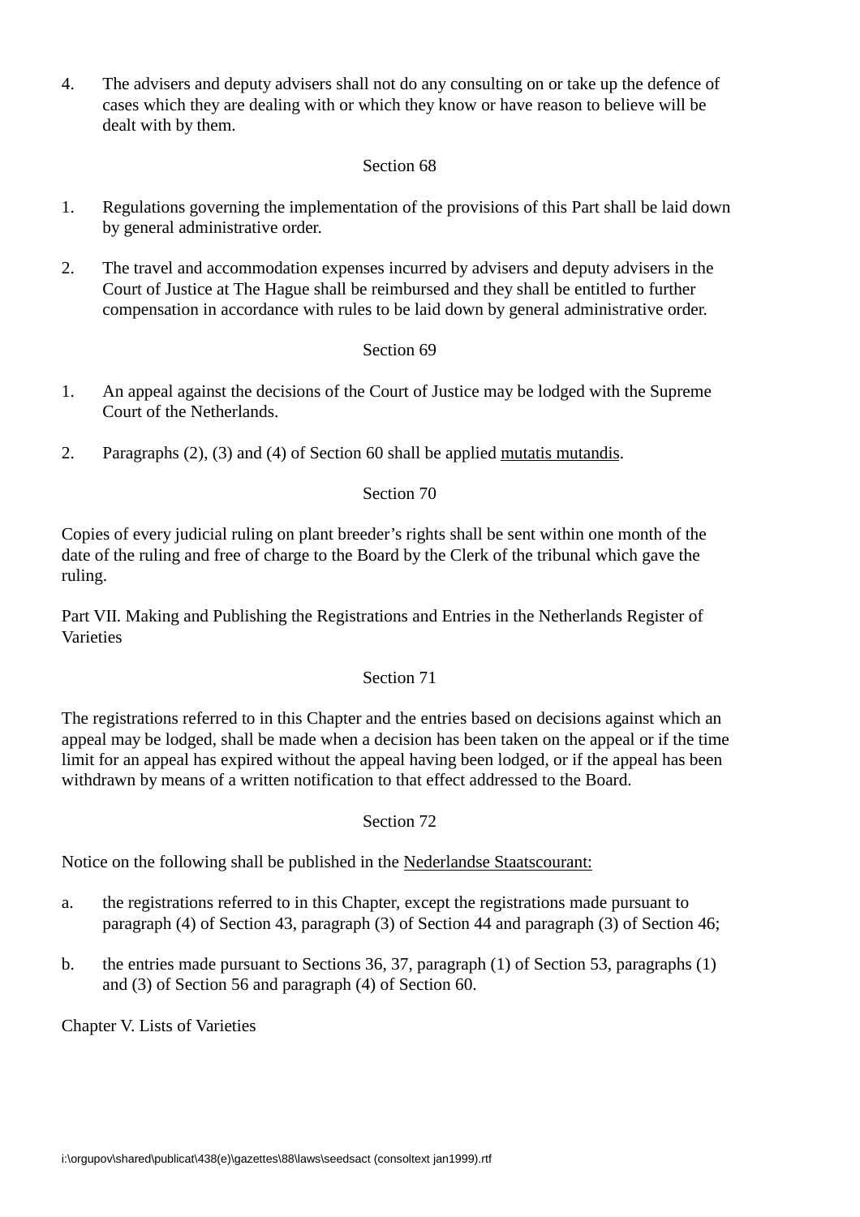4. The advisers and deputy advisers shall not do any consulting on or take up the defence of cases which they are dealing with or which they know or have reason to believe will be dealt with by them.

Section 68

1. Regulations governing the implementation of the provisions of this Part shall be laid down by general administrative order.

2. The travel and accommodation expenses incurred by advisers and deputy advisers in the Court of Justice at The Hague shall be reimbursed and they shall be entitled to further compensation in accordance with rules to be laid down by general administrative order.

Section 69

1. An appeal against the decisions of the Court of Justice may be lodged with the Supreme Court of the Netherlands.

2. Paragraphs (2), (3) and (4) of Section 60 shall be applied mutatis mutandis.

Section 70

Copies of every judicial ruling on plant breeder's rights shall be sent within one month of the date of the ruling and free of charge to the Board by the Clerk of the tribunal which gave the ruling.

Part VII. Making and Publishing the Registrations and Entries in the Netherlands Register of Varieties

Section 71

The registrations referred to in this Chapter and the entries based on decisions against which an appeal may be lodged, shall be made when a decision has been taken on the appeal or if the time limit for an appeal has expired without the appeal having been lodged, or if the appeal has been withdrawn by means of a written notification to that effect addressed to the Board.

Section 72

Notice on the following shall be published in the Nederlandse Staatscourant:

a. the registrations referred to in this Chapter, except the registrations made pursuant to paragraph (4) of Section 43, paragraph (3) of Section 44 and paragraph (3) of Section 46;

b. the entries made pursuant to Sections 36, 37, paragraph (1) of Section 53, paragraphs (1) and (3) of Section 56 and paragraph (4) of Section 60.

Chapter V. Lists of Varieties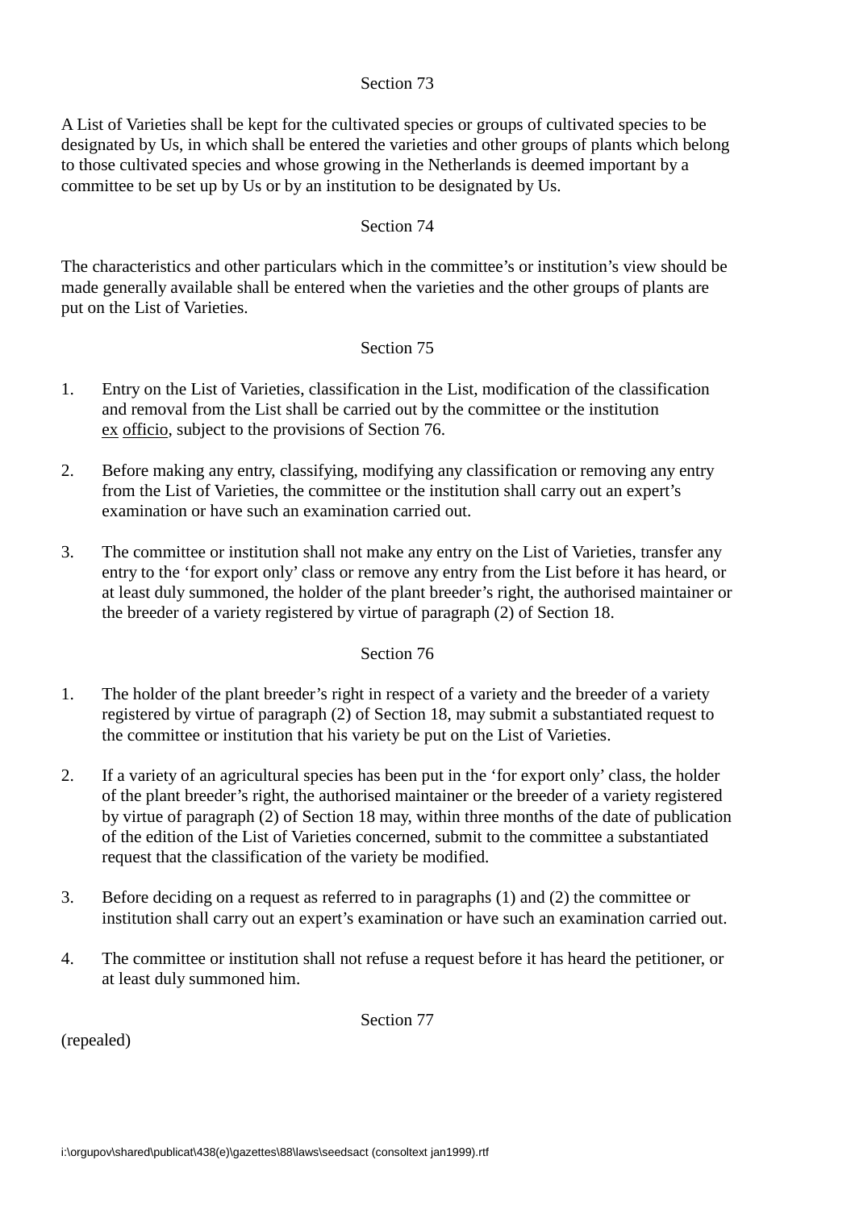Section 73

A List of Varieties shall be kept for the cultivated species or groups of cultivated species to be designated by Us, in which shall be entered the varieties and other groups of plants which belong to those cultivated species and whose growing in the Netherlands is deemed important by a committee to be set up by Us or by an institution to be designated by Us.

Section 74

The characteristics and other particulars which in the committee's or institution's view should be made generally available shall be entered when the varieties and the other groups of plants are put on the List of Varieties.

Section 75

1. Entry on the List of Varieties, classification in the List, modification of the classification and removal from the List shall be carried out by the committee or the institution ex officio, subject to the provisions of Section 76.

2. Before making any entry, classifying, modifying any classification or removing any entry from the List of Varieties, the committee or the institution shall carry out an expert's examination or have such an examination carried out.

3. The committee or institution shall not make any entry on the List of Varieties, transfer any entry to the 'for export only' class or remove any entry from the List before it has heard, or at least duly summoned, the holder of the plant breeder's right, the authorised maintainer or the breeder of a variety registered by virtue of paragraph (2) of Section 18.

Section 76

1. The holder of the plant breeder's right in respect of a variety and the breeder of a variety registered by virtue of paragraph (2) of Section 18, may submit a substantiated request to the committee or institution that his variety be put on the List of Varieties.

2. If a variety of an agricultural species has been put in the 'for export only' class, the holder of the plant breeder's right, the authorised maintainer or the breeder of a variety registered by virtue of paragraph (2) of Section 18 may, within three months of the date of publication of the edition of the List of Varieties concerned, submit to the committee a substantiated request that the classification of the variety be modified.

3. Before deciding on a request as referred to in paragraphs (1) and (2) the committee or institution shall carry out an expert's examination or have such an examination carried out.

4. The committee or institution shall not refuse a request before it has heard the petitioner, or at least duly summoned him.

Section 77

(repealed)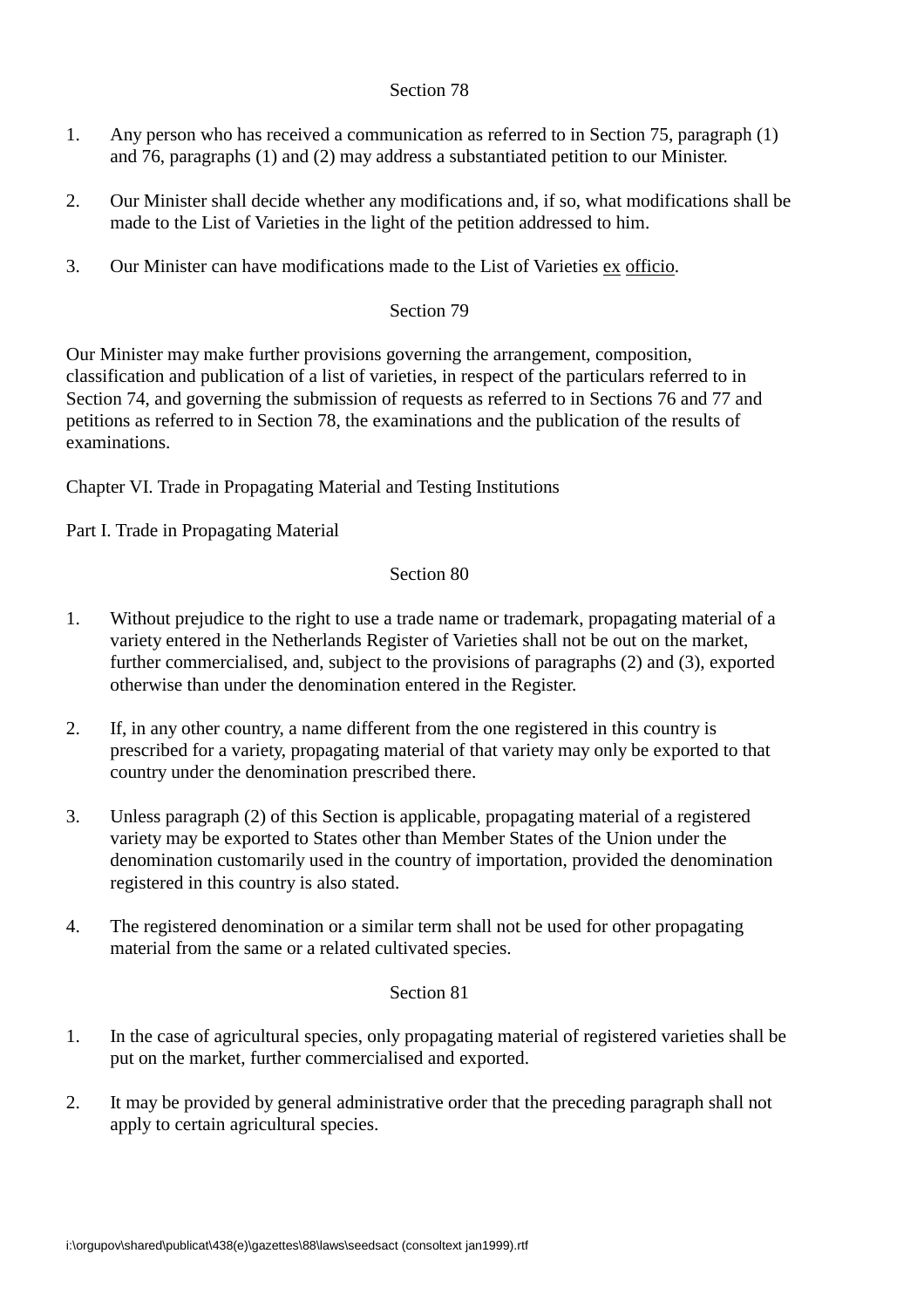Section 78

1. Any person who has received a communication as referred to in Section 75, paragraph (1) and 76, paragraphs (1) and (2) may address a substantiated petition to our Minister.

2. Our Minister shall decide whether any modifications and, if so, what modifications shall be made to the List of Varieties in the light of the petition addressed to him.

3. Our Minister can have modifications made to the List of Varieties ex officio.

Section 79

Our Minister may make further provisions governing the arrangement, composition, classification and publication of a list of varieties, in respect of the particulars referred to in Section 74, and governing the submission of requests as referred to in Sections 76 and 77 and petitions as referred to in Section 78, the examinations and the publication of the results of examinations.

Chapter VI. Trade in Propagating Material and Testing Institutions

Part I. Trade in Propagating Material

Section 80

1. Without prejudice to the right to use a trade name or trademark, propagating material of a variety entered in the Netherlands Register of Varieties shall not be out on the market, further commercialised, and, subject to the provisions of paragraphs (2) and (3), exported otherwise than under the denomination entered in the Register.

2. If, in any other country, a name different from the one registered in this country is prescribed for a variety, propagating material of that variety may only be exported to that country under the denomination prescribed there.

3. Unless paragraph (2) of this Section is applicable, propagating material of a registered variety may be exported to States other than Member States of the Union under the denomination customarily used in the country of importation, provided the denomination registered in this country is also stated.

4. The registered denomination or a similar term shall not be used for other propagating material from the same or a related cultivated species.

Section 81

1. In the case of agricultural species, only propagating material of registered varieties shall be put on the market, further commercialised and exported.

2. It may be provided by general administrative order that the preceding paragraph shall not apply to certain agricultural species.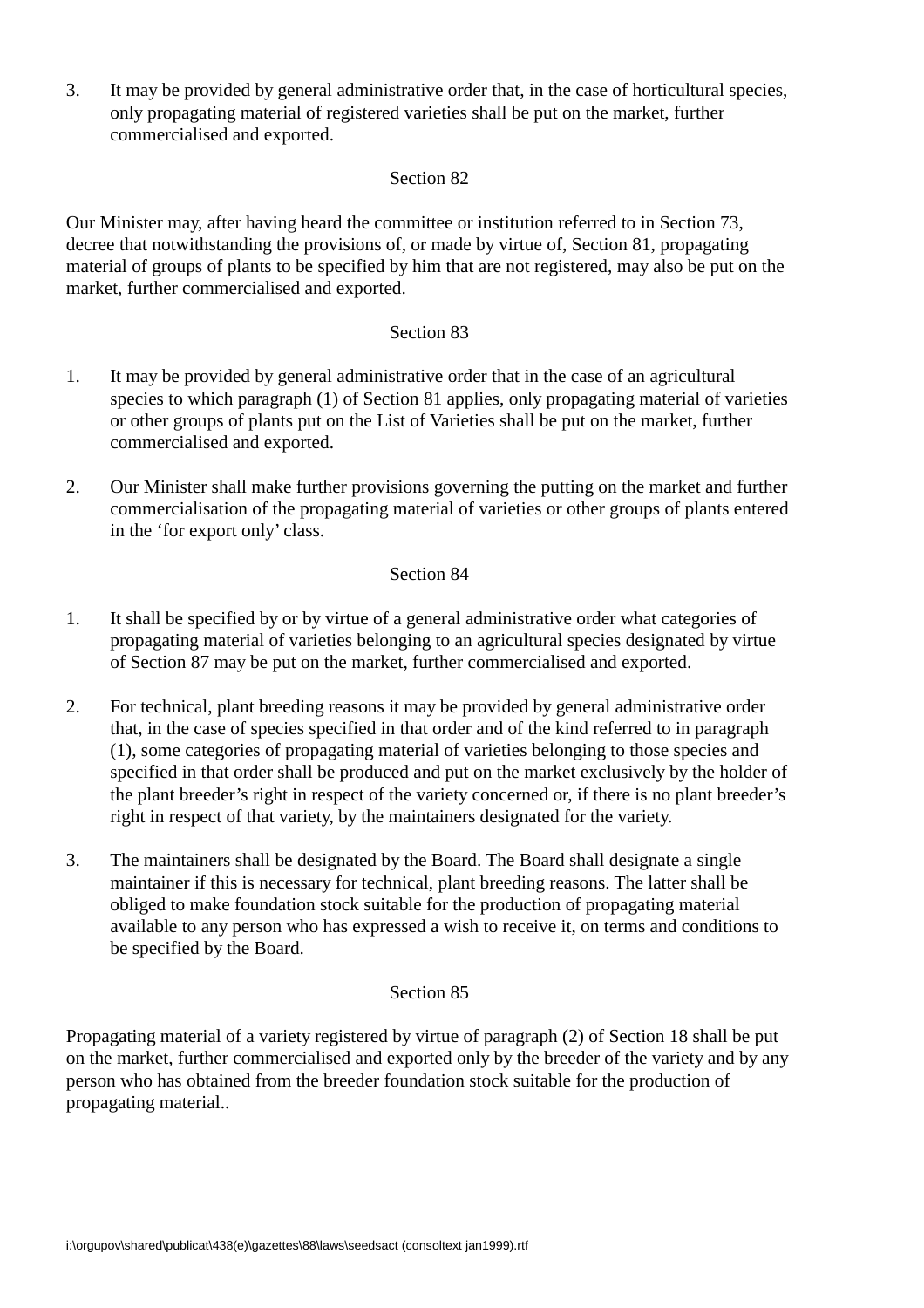3. It may be provided by general administrative order that, in the case of horticultural species, only propagating material of registered varieties shall be put on the market, further commercialised and exported.

Section 82

Our Minister may, after having heard the committee or institution referred to in Section 73, decree that notwithstanding the provisions of, or made by virtue of, Section 81, propagating material of groups of plants to be specified by him that are not registered, may also be put on the market, further commercialised and exported.

Section 83

1. It may be provided by general administrative order that in the case of an agricultural species to which paragraph (1) of Section 81 applies, only propagating material of varieties or other groups of plants put on the List of Varieties shall be put on the market, further commercialised and exported.

2. Our Minister shall make further provisions governing the putting on the market and further commercialisation of the propagating material of varieties or other groups of plants entered in the 'for export only' class.

Section 84

1. It shall be specified by or by virtue of a general administrative order what categories of propagating material of varieties belonging to an agricultural species designated by virtue of Section 87 may be put on the market, further commercialised and exported.

2. For technical, plant breeding reasons it may be provided by general administrative order that, in the case of species specified in that order and of the kind referred to in paragraph (1), some categories of propagating material of varieties belonging to those species and specified in that order shall be produced and put on the market exclusively by the holder of the plant breeder's right in respect of the variety concerned or, if there is no plant breeder's right in respect of that variety, by the maintainers designated for the variety.

3. The maintainers shall be designated by the Board. The Board shall designate a single maintainer if this is necessary for technical, plant breeding reasons. The latter shall be obliged to make foundation stock suitable for the production of propagating material available to any person who has expressed a wish to receive it, on terms and conditions to be specified by the Board.

Section 85

Propagating material of a variety registered by virtue of paragraph (2) of Section 18 shall be put on the market, further commercialised and exported only by the breeder of the variety and by any person who has obtained from the breeder foundation stock suitable for the production of propagating material..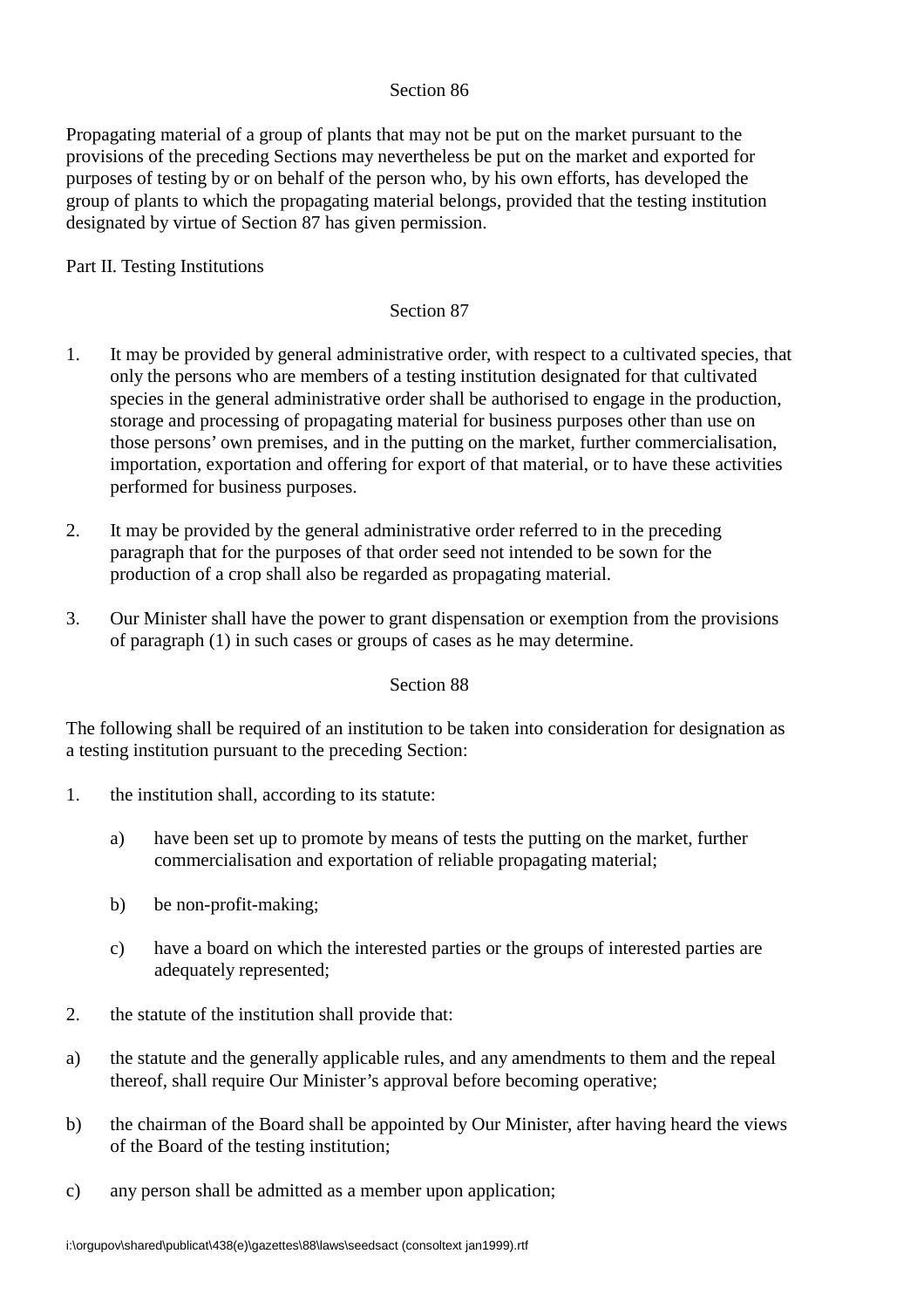Section 86

Propagating material of a group of plants that may not be put on the market pursuant to the provisions of the preceding Sections may nevertheless be put on the market and exported for purposes of testing by or on behalf of the person who, by his own efforts, has developed the group of plants to which the propagating material belongs, provided that the testing institution designated by virtue of Section 87 has given permission.

## Part II. Testing Institutions

Section 87

1. It may be provided by general administrative order, with respect to a cultivated species, that only the persons who are members of a testing institution designated for that cultivated species in the general administrative order shall be authorised to engage in the production, storage and processing of propagating material for business purposes other than use on those persons' own premises, and in the putting on the market, further commercialisation, importation, exportation and offering for export of that material, or to have these activities performed for business purposes.

2. It may be provided by the general administrative order referred to in the preceding paragraph that for the purposes of that order seed not intended to be sown for the production of a crop shall also be regarded as propagating material.

3. Our Minister shall have the power to grant dispensation or exemption from the provisions of paragraph (1) in such cases or groups of cases as he may determine.

Section 88

The following shall be required of an institution to be taken into consideration for designation as a testing institution pursuant to the preceding Section:

1. the institution shall, according to its statute:

    a) have been set up to promote by means of tests the putting on the market, further commercialisation and exportation of reliable propagating material;

    b) be non-profit-making;

    c) have a board on which the interested parties or the groups of interested parties are adequately represented;

2. the statute of the institution shall provide that:

a) the statute and the generally applicable rules, and any amendments to them and the repeal thereof, shall require Our Minister's approval before becoming operative;

b) the chairman of the Board shall be appointed by Our Minister, after having heard the views of the Board of the testing institution;

c) any person shall be admitted as a member upon application;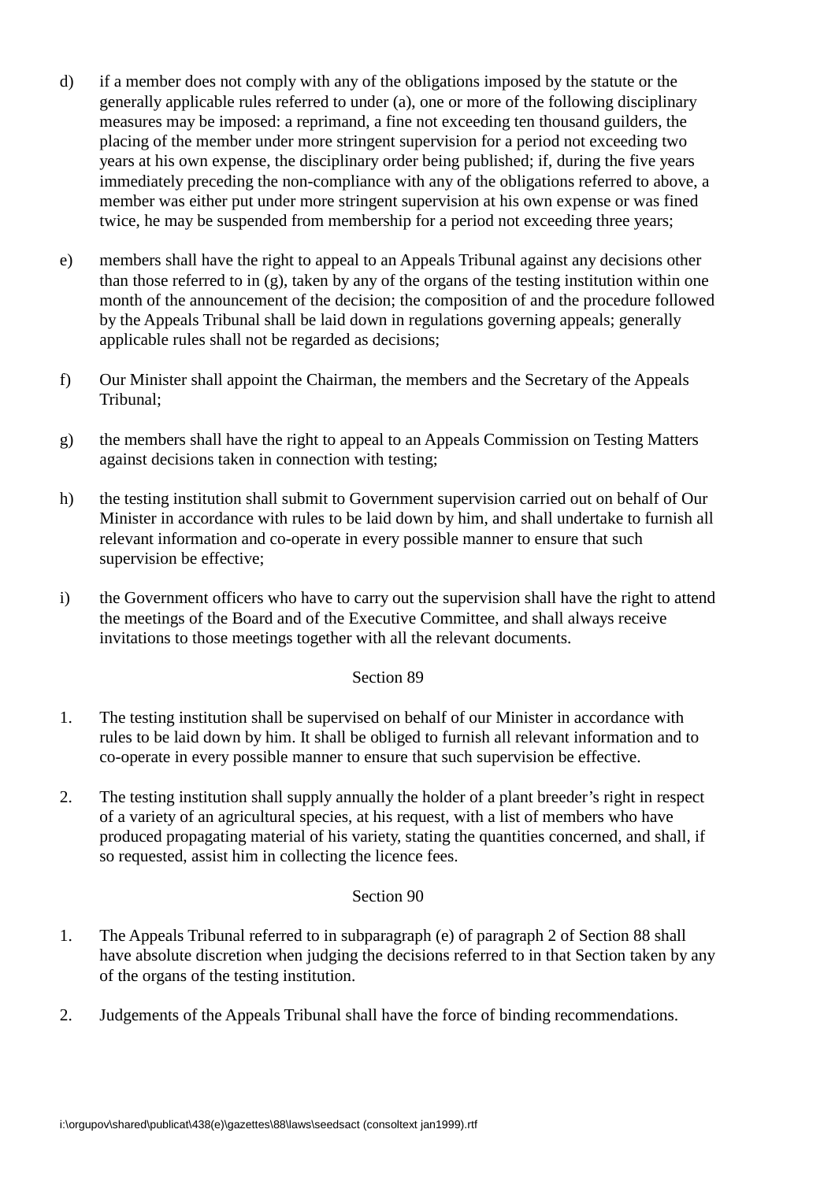d) if a member does not comply with any of the obligations imposed by the statute or the generally applicable rules referred to under (a), one or more of the following disciplinary measures may be imposed: a reprimand, a fine not exceeding ten thousand guilders, the placing of the member under more stringent supervision for a period not exceeding two years at his own expense, the disciplinary order being published; if, during the five years immediately preceding the non-compliance with any of the obligations referred to above, a member was either put under more stringent supervision at his own expense or was fined twice, he may be suspended from membership for a period not exceeding three years;

e) members shall have the right to appeal to an Appeals Tribunal against any decisions other than those referred to in (g), taken by any of the organs of the testing institution within one month of the announcement of the decision; the composition of and the procedure followed by the Appeals Tribunal shall be laid down in regulations governing appeals; generally applicable rules shall not be regarded as decisions;

f) Our Minister shall appoint the Chairman, the members and the Secretary of the Appeals Tribunal;

g) the members shall have the right to appeal to an Appeals Commission on Testing Matters against decisions taken in connection with testing;

h) the testing institution shall submit to Government supervision carried out on behalf of Our Minister in accordance with rules to be laid down by him, and shall undertake to furnish all relevant information and co-operate in every possible manner to ensure that such supervision be effective;

i) the Government officers who have to carry out the supervision shall have the right to attend the meetings of the Board and of the Executive Committee, and shall always receive invitations to those meetings together with all the relevant documents.

Section 89

1. The testing institution shall be supervised on behalf of our Minister in accordance with rules to be laid down by him. It shall be obliged to furnish all relevant information and to co-operate in every possible manner to ensure that such supervision be effective.

2. The testing institution shall supply annually the holder of a plant breeder's right in respect of a variety of an agricultural species, at his request, with a list of members who have produced propagating material of his variety, stating the quantities concerned, and shall, if so requested, assist him in collecting the licence fees.

Section 90

1. The Appeals Tribunal referred to in subparagraph (e) of paragraph 2 of Section 88 shall have absolute discretion when judging the decisions referred to in that Section taken by any of the organs of the testing institution.

2. Judgements of the Appeals Tribunal shall have the force of binding recommendations.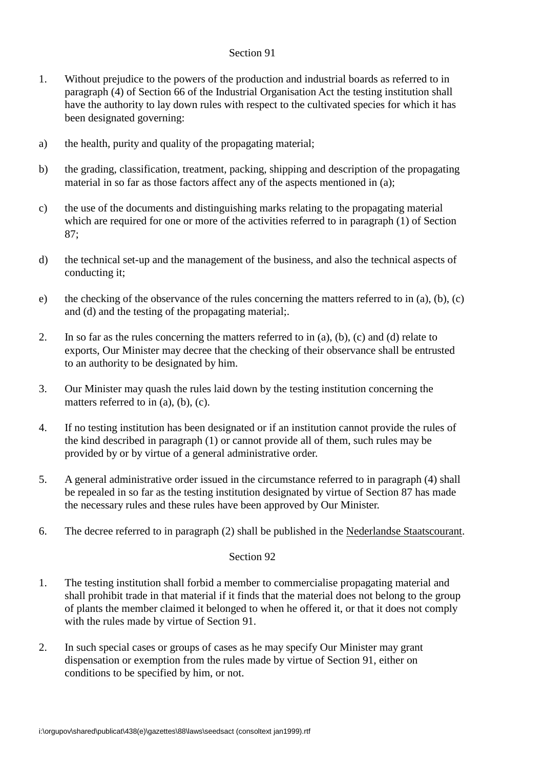Section 91

1. Without prejudice to the powers of the production and industrial boards as referred to in paragraph (4) of Section 66 of the Industrial Organisation Act the testing institution shall have the authority to lay down rules with respect to the cultivated species for which it has been designated governing:

a) the health, purity and quality of the propagating material;

b) the grading, classification, treatment, packing, shipping and description of the propagating material in so far as those factors affect any of the aspects mentioned in (a);

c) the use of the documents and distinguishing marks relating to the propagating material which are required for one or more of the activities referred to in paragraph (1) of Section 87;

d) the technical set-up and the management of the business, and also the technical aspects of conducting it;

e) the checking of the observance of the rules concerning the matters referred to in (a), (b), (c) and (d) and the testing of the propagating material;.

2. In so far as the rules concerning the matters referred to in (a), (b), (c) and (d) relate to exports, Our Minister may decree that the checking of their observance shall be entrusted to an authority to be designated by him.

3. Our Minister may quash the rules laid down by the testing institution concerning the matters referred to in (a), (b), (c).

4. If no testing institution has been designated or if an institution cannot provide the rules of the kind described in paragraph (1) or cannot provide all of them, such rules may be provided by or by virtue of a general administrative order.

5. A general administrative order issued in the circumstance referred to in paragraph (4) shall be repealed in so far as the testing institution designated by virtue of Section 87 has made the necessary rules and these rules have been approved by Our Minister.

6. The decree referred to in paragraph (2) shall be published in the Nederlandse Staatscourant.

Section 92

1. The testing institution shall forbid a member to commercialise propagating material and shall prohibit trade in that material if it finds that the material does not belong to the group of plants the member claimed it belonged to when he offered it, or that it does not comply with the rules made by virtue of Section 91.

2. In such special cases or groups of cases as he may specify Our Minister may grant dispensation or exemption from the rules made by virtue of Section 91, either on conditions to be specified by him, or not.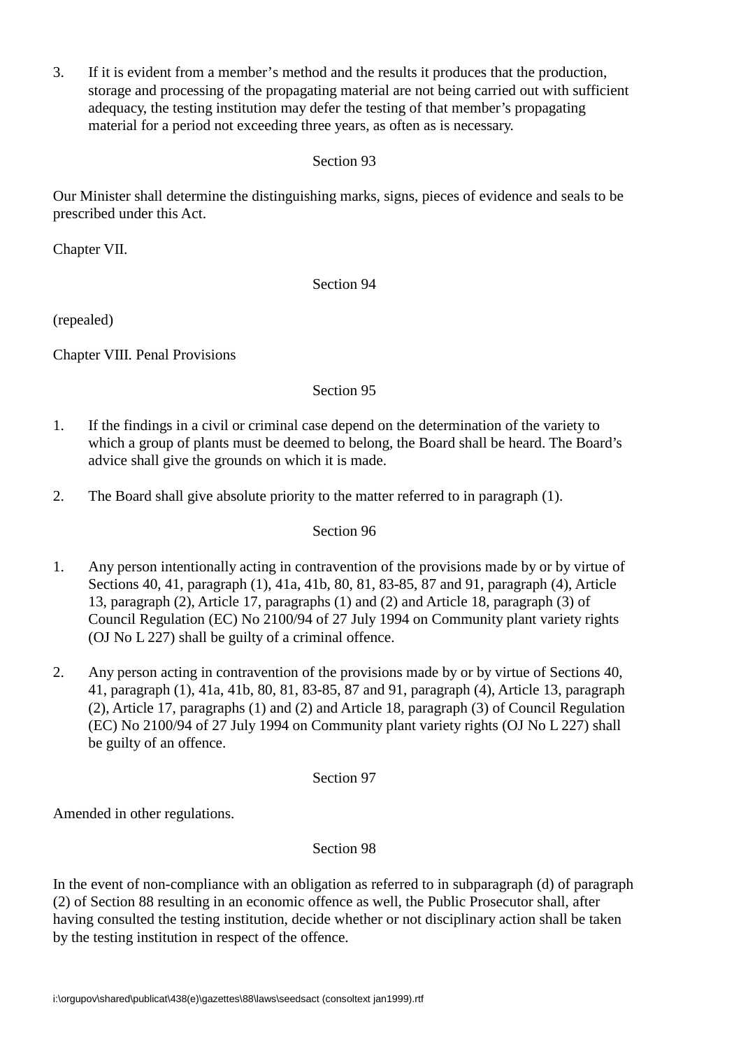3. If it is evident from a member's method and the results it produces that the production, storage and processing of the propagating material are not being carried out with sufficient adequacy, the testing institution may defer the testing of that member's propagating material for a period not exceeding three years, as often as is necessary.

Section 93

Our Minister shall determine the distinguishing marks, signs, pieces of evidence and seals to be prescribed under this Act.

Chapter VII.

Section 94

(repealed)

Chapter VIII. Penal Provisions

Section 95

1. If the findings in a civil or criminal case depend on the determination of the variety to which a group of plants must be deemed to belong, the Board shall be heard. The Board's advice shall give the grounds on which it is made.

2. The Board shall give absolute priority to the matter referred to in paragraph (1).

Section 96

1. Any person intentionally acting in contravention of the provisions made by or by virtue of Sections 40, 41, paragraph (1), 41a, 41b, 80, 81, 83-85, 87 and 91, paragraph (4), Article 13, paragraph (2), Article 17, paragraphs (1) and (2) and Article 18, paragraph (3) of Council Regulation (EC) No 2100/94 of 27 July 1994 on Community plant variety rights (OJ No L 227) shall be guilty of a criminal offence.

2. Any person acting in contravention of the provisions made by or by virtue of Sections 40, 41, paragraph (1), 41a, 41b, 80, 81, 83-85, 87 and 91, paragraph (4), Article 13, paragraph (2), Article 17, paragraphs (1) and (2) and Article 18, paragraph (3) of Council Regulation (EC) No 2100/94 of 27 July 1994 on Community plant variety rights (OJ No L 227) shall be guilty of an offence.

Section 97

Amended in other regulations.

Section 98

In the event of non-compliance with an obligation as referred to in subparagraph (d) of paragraph (2) of Section 88 resulting in an economic offence as well, the Public Prosecutor shall, after having consulted the testing institution, decide whether or not disciplinary action shall be taken by the testing institution in respect of the offence.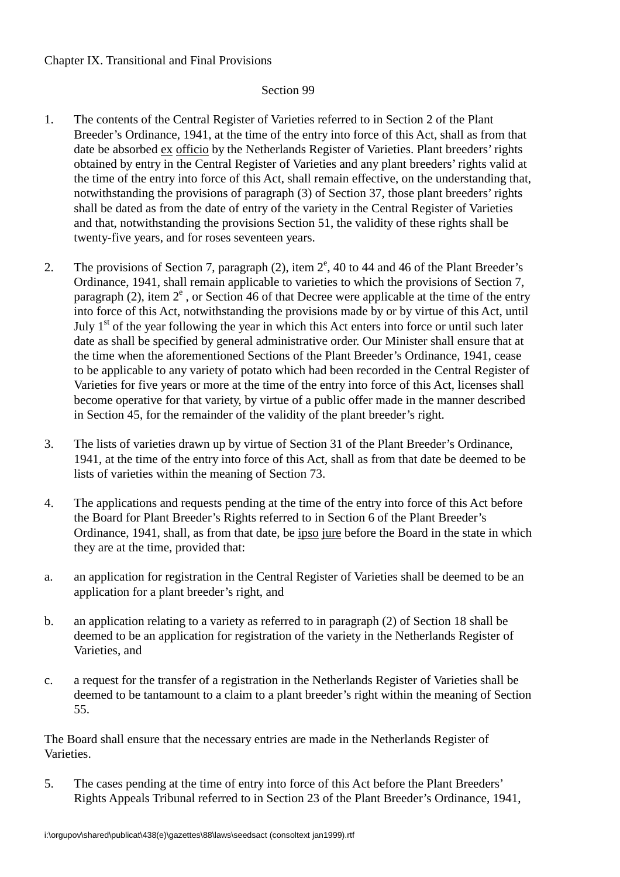Chapter IX. Transitional and Final Provisions

Section 99

1. The contents of the Central Register of Varieties referred to in Section 2 of the Plant Breeder's Ordinance, 1941, at the time of the entry into force of this Act, shall as from that date be absorbed ex officio by the Netherlands Register of Varieties. Plant breeders' rights obtained by entry in the Central Register of Varieties and any plant breeders' rights valid at the time of the entry into force of this Act, shall remain effective, on the understanding that, notwithstanding the provisions of paragraph (3) of Section 37, those plant breeders' rights shall be dated as from the date of entry of the variety in the Central Register of Varieties and that, notwithstanding the provisions Section 51, the validity of these rights shall be twenty-five years, and for roses seventeen years.

2. The provisions of Section 7, paragraph (2), item 2^e, 40 to 44 and 46 of the Plant Breeder's Ordinance, 1941, shall remain applicable to varieties to which the provisions of Section 7, paragraph (2), item 2^e , or Section 46 of that Decree were applicable at the time of the entry into force of this Act, notwithstanding the provisions made by or by virtue of this Act, until July 1^st of the year following the year in which this Act enters into force or until such later date as shall be specified by general administrative order. Our Minister shall ensure that at the time when the aforementioned Sections of the Plant Breeder's Ordinance, 1941, cease to be applicable to any variety of potato which had been recorded in the Central Register of Varieties for five years or more at the time of the entry into force of this Act, licenses shall become operative for that variety, by virtue of a public offer made in the manner described in Section 45, for the remainder of the validity of the plant breeder's right.

3. The lists of varieties drawn up by virtue of Section 31 of the Plant Breeder's Ordinance, 1941, at the time of the entry into force of this Act, shall as from that date be deemed to be lists of varieties within the meaning of Section 73.

4. The applications and requests pending at the time of the entry into force of this Act before the Board for Plant Breeder's Rights referred to in Section 6 of the Plant Breeder's Ordinance, 1941, shall, as from that date, be ipso jure before the Board in the state in which they are at the time, provided that:

a. an application for registration in the Central Register of Varieties shall be deemed to be an application for a plant breeder's right, and

b. an application relating to a variety as referred to in paragraph (2) of Section 18 shall be deemed to be an application for registration of the variety in the Netherlands Register of Varieties, and

c. a request for the transfer of a registration in the Netherlands Register of Varieties shall be deemed to be tantamount to a claim to a plant breeder's right within the meaning of Section 55.

The Board shall ensure that the necessary entries are made in the Netherlands Register of Varieties.

5. The cases pending at the time of entry into force of this Act before the Plant Breeders' Rights Appeals Tribunal referred to in Section 23 of the Plant Breeder's Ordinance, 1941,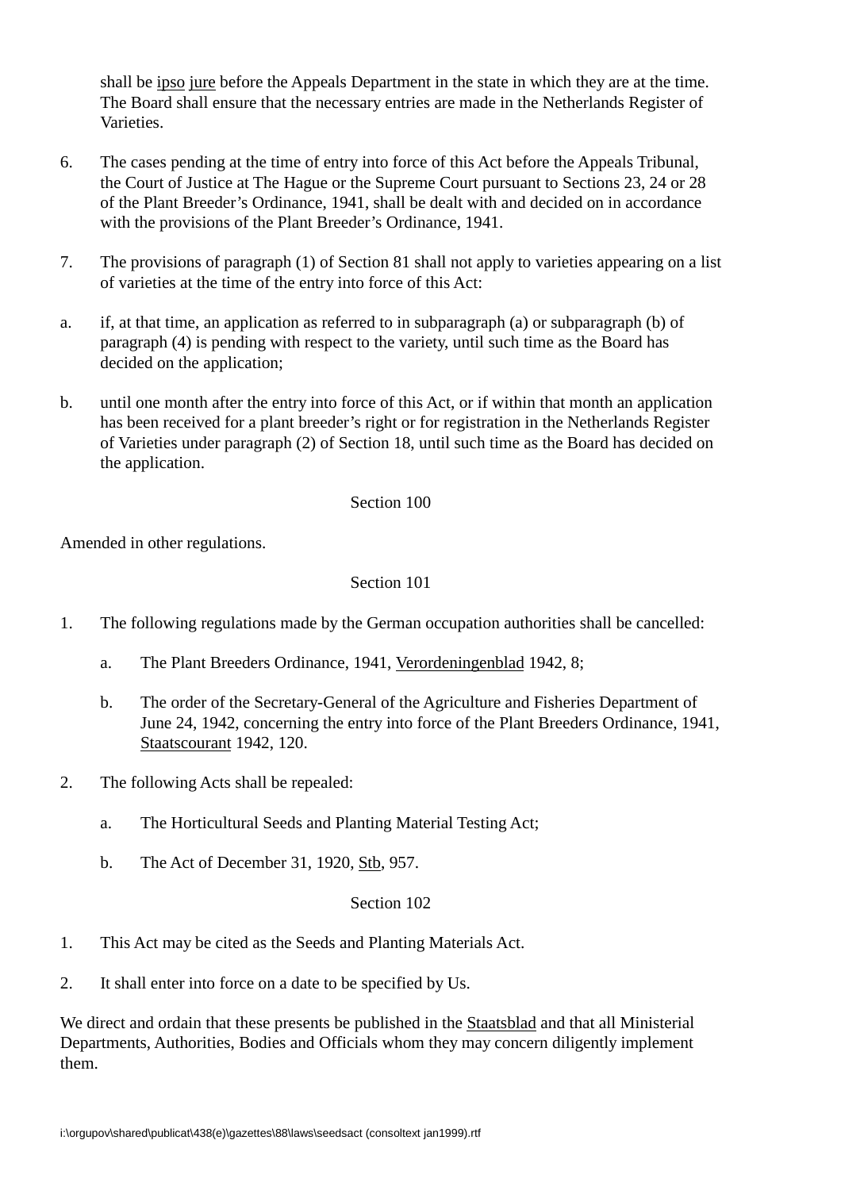shall be ipso jure before the Appeals Department in the state in which they are at the time. The Board shall ensure that the necessary entries are made in the Netherlands Register of Varieties.

6. The cases pending at the time of entry into force of this Act before the Appeals Tribunal, the Court of Justice at The Hague or the Supreme Court pursuant to Sections 23, 24 or 28 of the Plant Breeder's Ordinance, 1941, shall be dealt with and decided on in accordance with the provisions of the Plant Breeder's Ordinance, 1941.

7. The provisions of paragraph (1) of Section 81 shall not apply to varieties appearing on a list of varieties at the time of the entry into force of this Act:

a. if, at that time, an application as referred to in subparagraph (a) or subparagraph (b) of paragraph (4) is pending with respect to the variety, until such time as the Board has decided on the application;

b. until one month after the entry into force of this Act, or if within that month an application has been received for a plant breeder's right or for registration in the Netherlands Register of Varieties under paragraph (2) of Section 18, until such time as the Board has decided on the application.

Section 100

Amended in other regulations.

Section 101

1. The following regulations made by the German occupation authorities shall be cancelled:

    a. The Plant Breeders Ordinance, 1941, Verordeningenblad 1942, 8;

    b. The order of the Secretary-General of the Agriculture and Fisheries Department of June 24, 1942, concerning the entry into force of the Plant Breeders Ordinance, 1941, Staatscourant 1942, 120.

2. The following Acts shall be repealed:

    a. The Horticultural Seeds and Planting Material Testing Act;

    b. The Act of December 31, 1920, Stb, 957.

Section 102

1. This Act may be cited as the Seeds and Planting Materials Act.

2. It shall enter into force on a date to be specified by Us.

We direct and ordain that these presents be published in the Staatsblad and that all Ministerial Departments, Authorities, Bodies and Officials whom they may concern diligently implement them.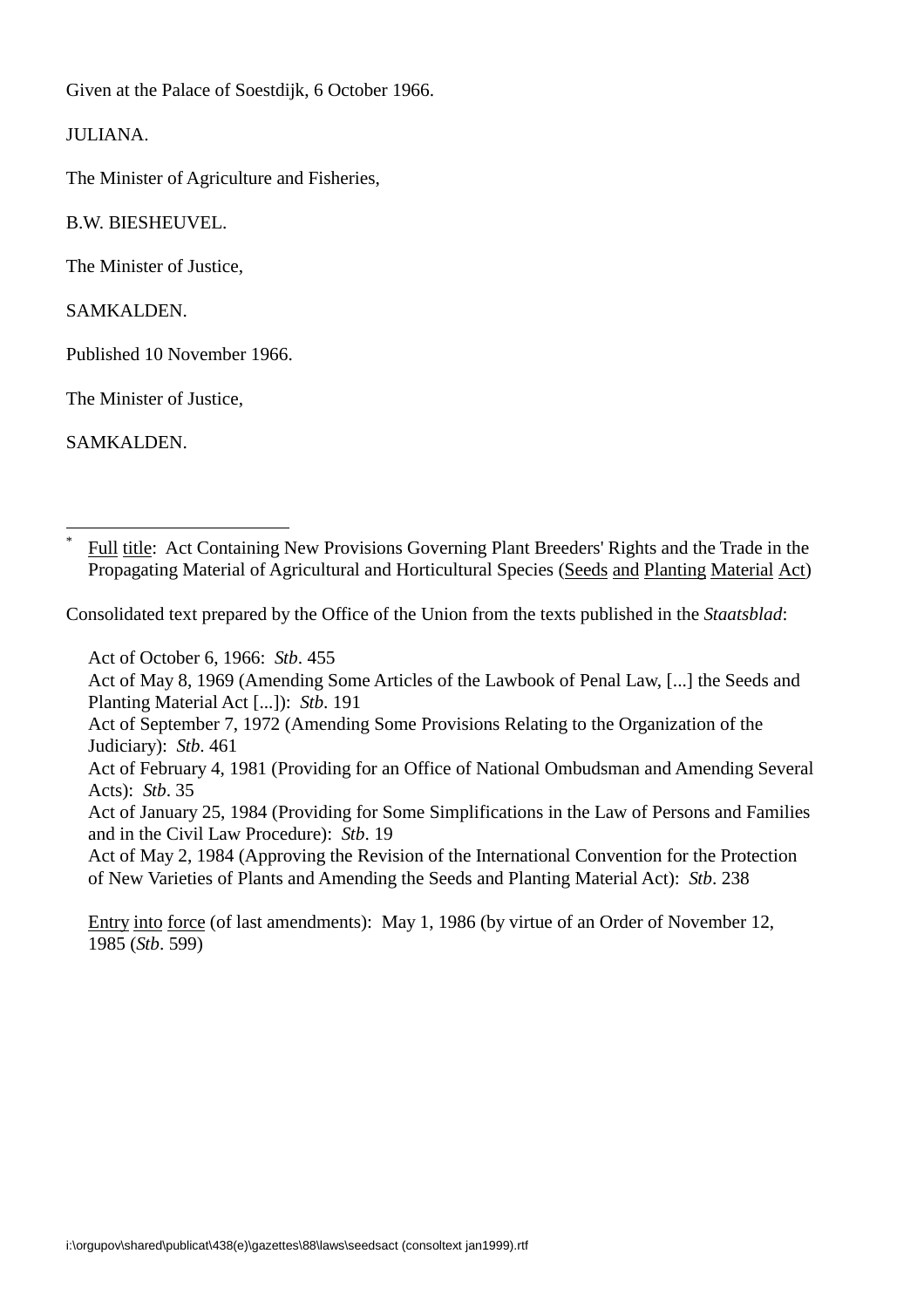Given at the Palace of Soestdijk, 6 October 1966.

JULIANA.

The Minister of Agriculture and Fisheries,

B.W. BIESHEUVEL.

The Minister of Justice,

SAMKALDEN.

Published 10 November 1966.

The Minister of Justice,

SAMKALDEN.

---

* Full title: Act Containing New Provisions Governing Plant Breeders' Rights and the Trade in the Propagating Material of Agricultural and Horticultural Species (Seeds and Planting Material Act)

Consolidated text prepared by the Office of the Union from the texts published in the *Staatsblad*:

Act of October 6, 1966: *Stb*. 455
Act of May 8, 1969 (Amending Some Articles of the Lawbook of Penal Law, [...] the Seeds and Planting Material Act [...]): *Stb*. 191
Act of September 7, 1972 (Amending Some Provisions Relating to the Organization of the Judiciary): *Stb*. 461
Act of February 4, 1981 (Providing for an Office of National Ombudsman and Amending Several Acts): *Stb*. 35
Act of January 25, 1984 (Providing for Some Simplifications in the Law of Persons and Families and in the Civil Law Procedure): *Stb*. 19
Act of May 2, 1984 (Approving the Revision of the International Convention for the Protection of New Varieties of Plants and Amending the Seeds and Planting Material Act): *Stb*. 238

Entry into force (of last amendments): May 1, 1986 (by virtue of an Order of November 12, 1985 (*Stb*. 599)